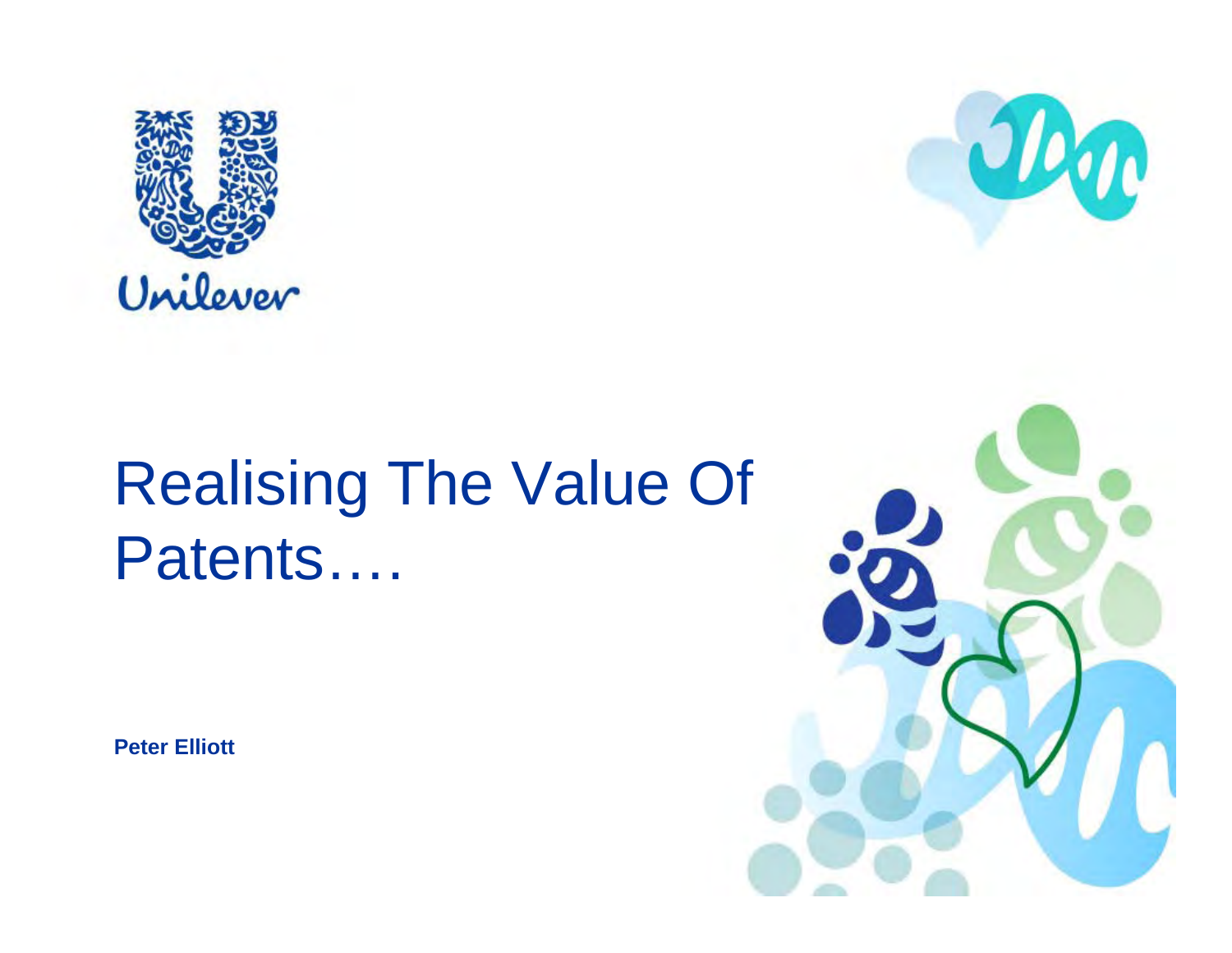Unilever

# Realising The Value Of Patents….

**Peter Elliott**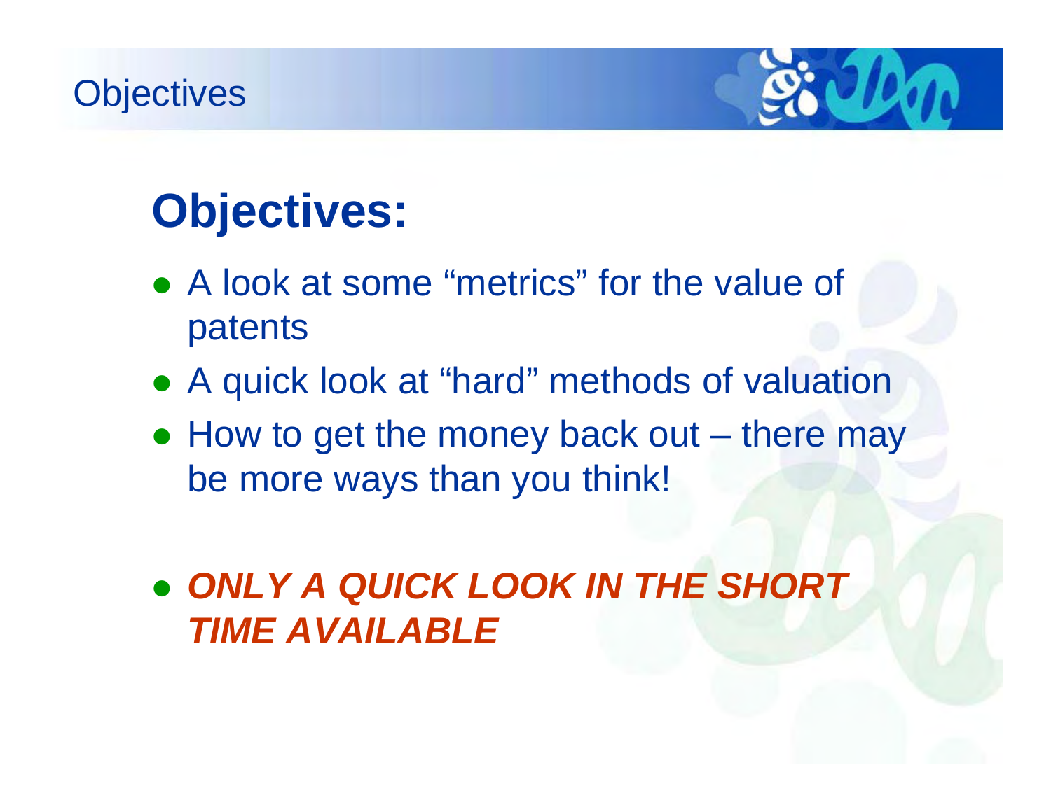# Objectives:

- A look at some "metrics" for the value of patents
- A quick look at "hard" methods of valuation
- How to get the money back out – there may be more ways than you think!

- ***ONLY A QUICK LOOK IN THE SHORT TIME AVAILABLE***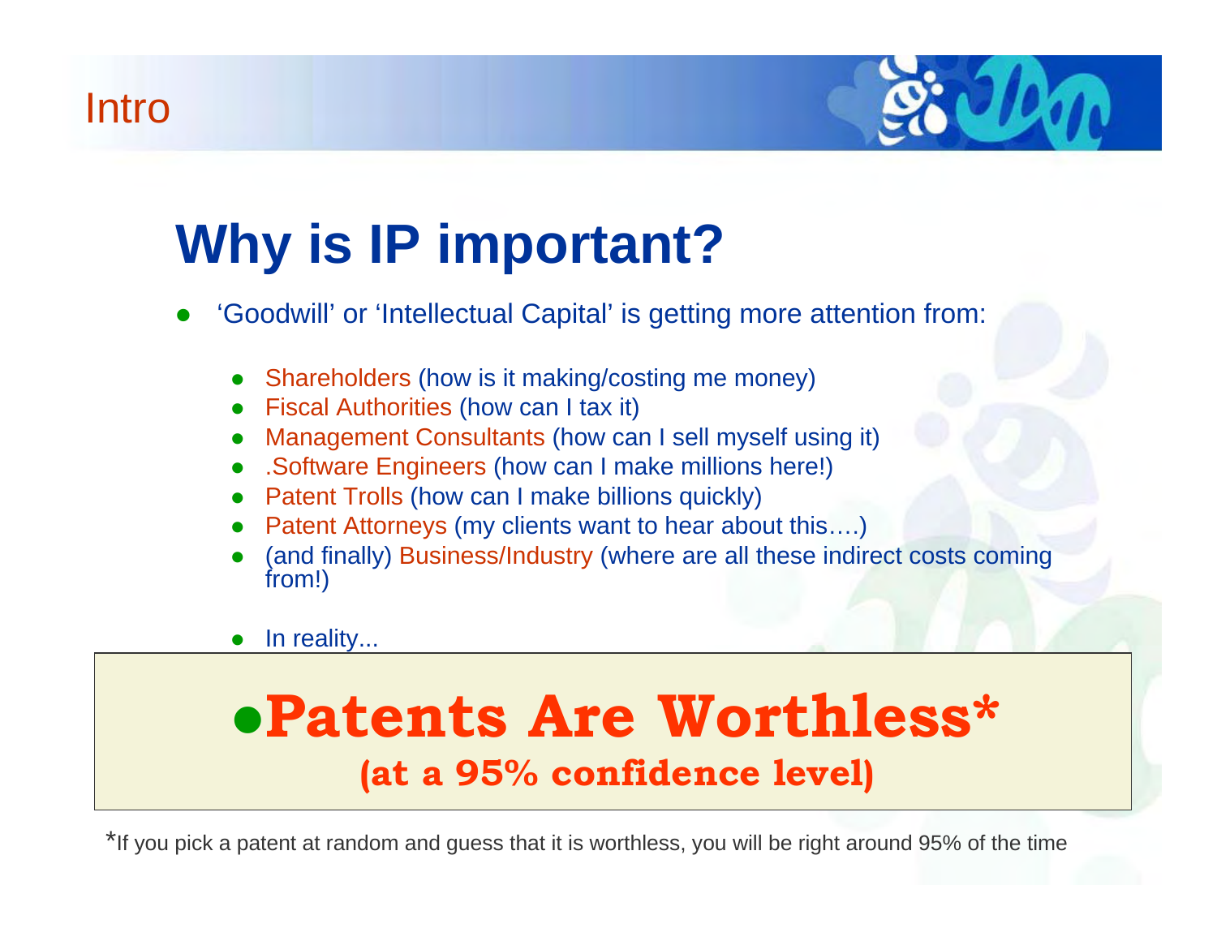Intro

# Why is IP important?

- ‘Goodwill’ or ‘Intellectual Capital’ is getting more attention from:
  - Shareholders (how is it making/costing me money)
  - Fiscal Authorities (how can I tax it)
  - Management Consultants (how can I sell myself using it)
  - .Software Engineers (how can I make millions here!)
  - Patent Trolls (how can I make billions quickly)
  - Patent Attorneys (my clients want to hear about this….)
  - (and finally) Business/Industry (where are all these indirect costs coming from!)
  - In reality...

## •Patents Are Worthless*

**(at a 95% confidence level)**

*If you pick a patent at random and guess that it is worthless, you will be right around 95% of the time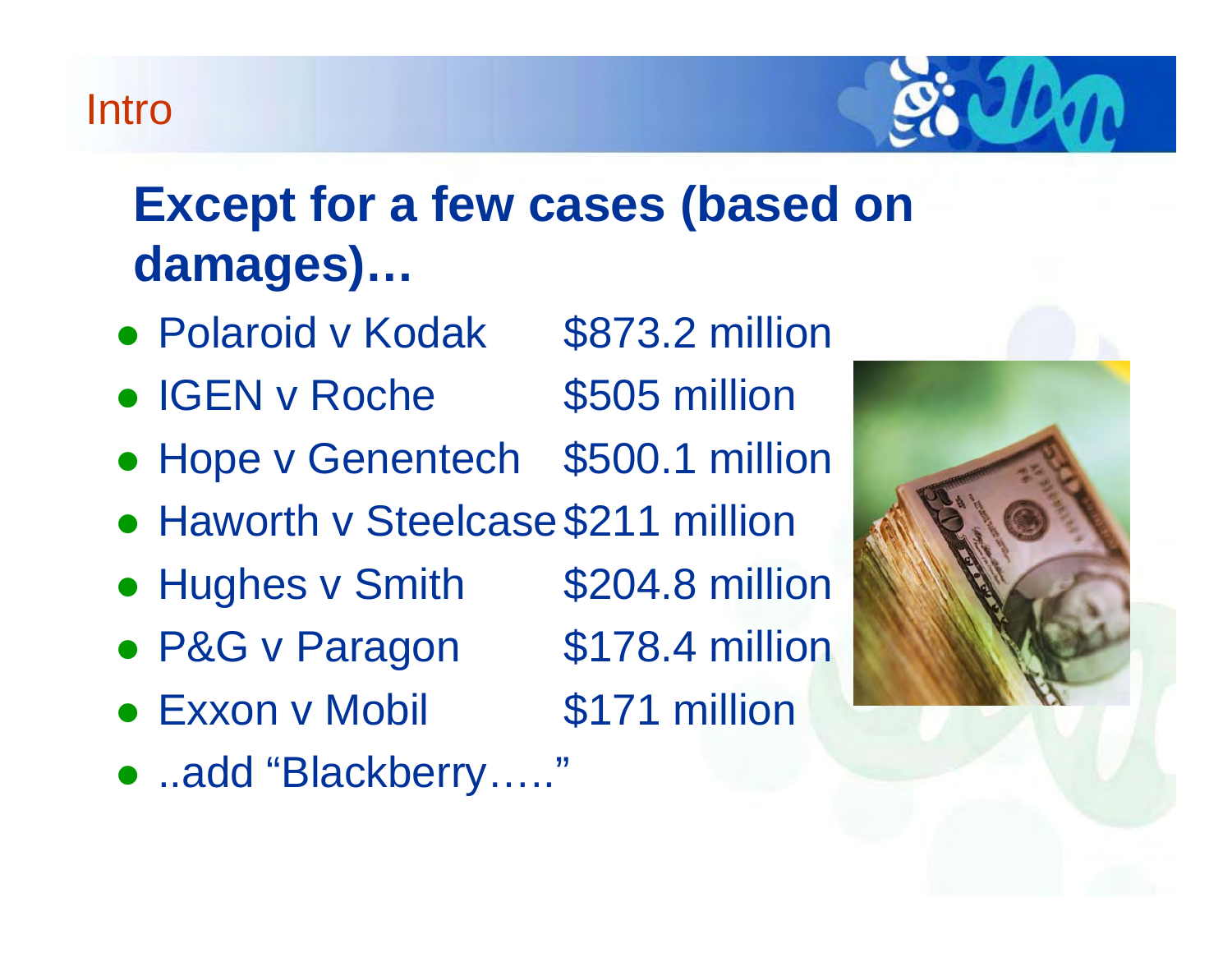# Intro

## Except for a few cases (based on damages)…

| Case | Damages |
|---|---|
| Polaroid v Kodak | $873.2 million |
| IGEN v Roche | $505 million |
| Hope v Genentech | $500.1 million |
| Haworth v Steelcase | $211 million |
| Hughes v Smith | $204.8 million |
| P&G v Paragon | $178.4 million |
| Exxon v Mobil | $171 million |

- ..add “Blackberry…..”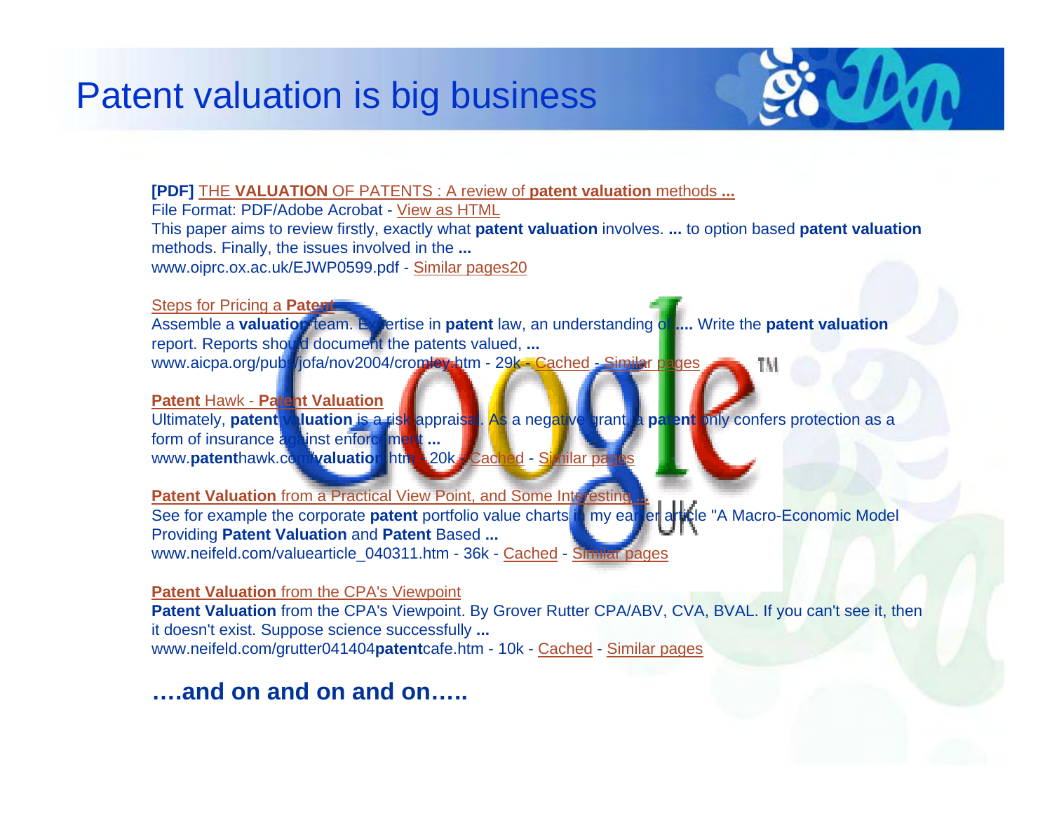# Patent valuation is big business

**[PDF]** THE **VALUATION** OF PATENTS : A review of **patent valuation** methods **...**
File Format: PDF/Adobe Acrobat - View as HTML
This paper aims to review firstly, exactly what **patent valuation** involves. **...** to option based **patent valuation** methods. Finally, the issues involved in the **...**
www.oiprc.ox.ac.uk/EJWP0599.pdf - Similar pages20

Steps for Pricing a **Patent**
Assemble a **valuation** team. Expertise in **patent** law, an understanding of **....** Write the **patent valuation** report. Reports should document the patents valued, **...**
www.aicpa.org/pubs/jofa/nov2004/cromley.htm - 29k - Cached - Similar pages

**Patent** Hawk - **Patent Valuation**
Ultimately, **patent valuation** is a risk appraisal. As a negative grant, a **patent** only confers protection as a form of insurance against enforcement **...**
www.**patent**hawk.com/**valuation**.htm - 20k - Cached - Similar pages

**Patent Valuation** from a Practical View Point, and Some Interesting **...**
See for example the corporate **patent** portfolio value charts in my earlier article "A Macro-Economic Model Providing **Patent Valuation** and **Patent** Based **...**
www.neifeld.com/valuearticle_040311.htm - 36k - Cached - Similar pages

**Patent Valuation** from the CPA's Viewpoint
**Patent Valuation** from the CPA's Viewpoint. By Grover Rutter CPA/ABV, CVA, BVAL. If you can't see it, then it doesn't exist. Suppose science successfully **...**
www.neifeld.com/grutter041404**patent**cafe.htm - 10k - Cached - Similar pages

**….and on and on and on…..**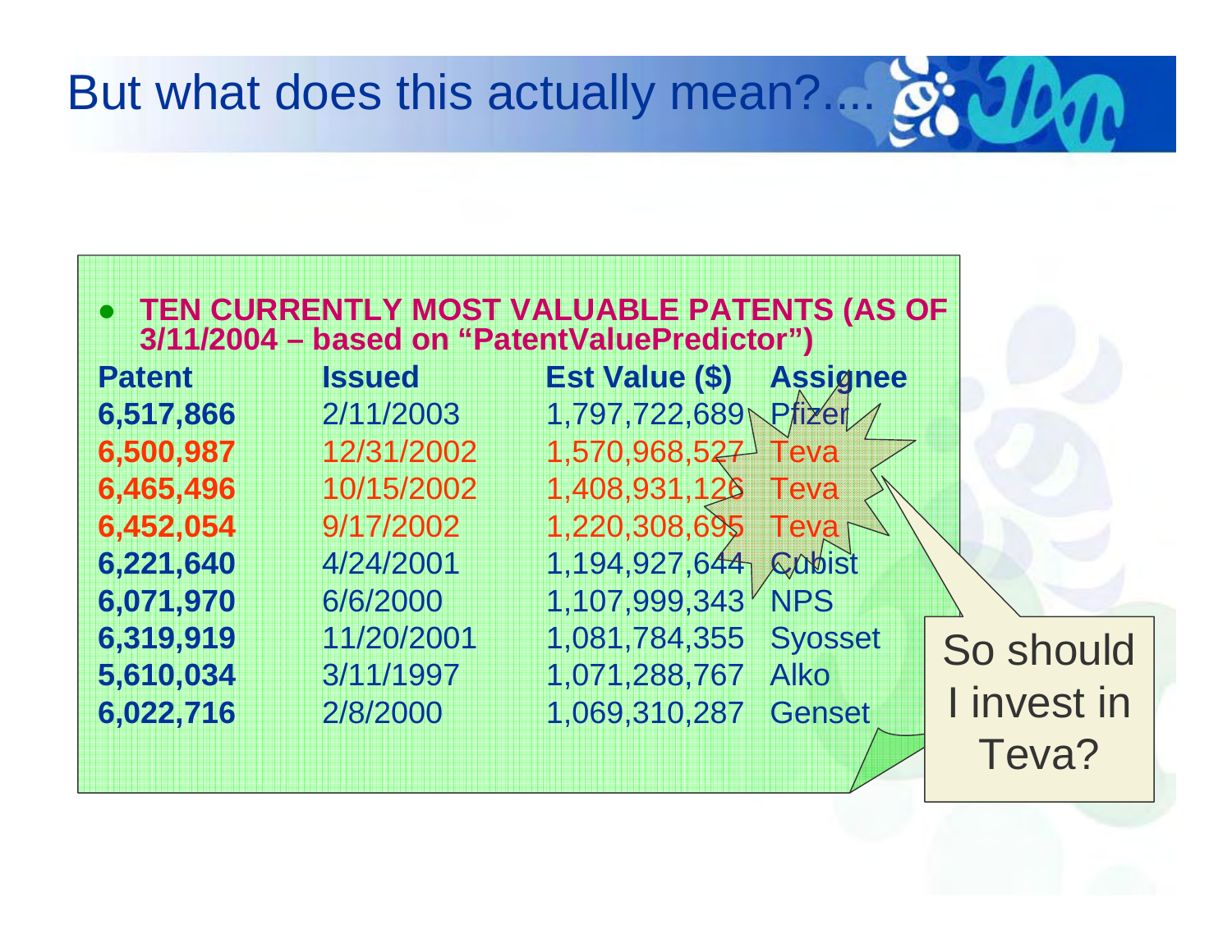# But what does this actually mean?....

- **TEN CURRENTLY MOST VALUABLE PATENTS (AS OF 3/11/2004 – based on "PatentValuePredictor")**

| Patent | Issued | Est Value ($) | Assignee |
|---|---|---|---|
| **6,517,866** | 2/11/2003 | 1,797,722,689 | Pfizer |
| **6,500,987** | 12/31/2002 | 1,570,968,527 | Teva |
| **6,465,496** | 10/15/2002 | 1,408,931,126 | Teva |
| **6,452,054** | 9/17/2002 | 1,220,308,695 | Teva |
| **6,221,640** | 4/24/2001 | 1,194,927,644 | Cubist |
| **6,071,970** | 6/6/2000 | 1,107,999,343 | NPS |
| **6,319,919** | 11/20/2001 | 1,081,784,355 | Syosset |
| **5,610,034** | 3/11/1997 | 1,071,288,767 | Alko |
| **6,022,716** | 2/8/2000 | 1,069,310,287 | Genset |

So should I invest in Teva?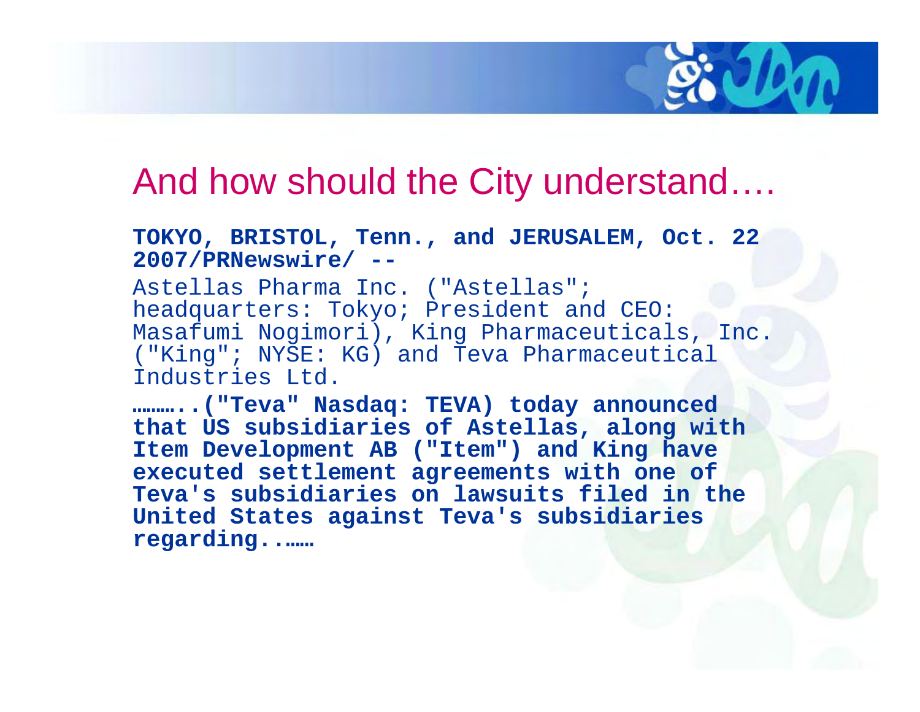# And how should the City understand….

**TOKYO, BRISTOL, Tenn., and JERUSALEM, Oct. 22 2007/PRNewswire/ --**

Astellas Pharma Inc. ("Astellas"; headquarters: Tokyo; President and CEO: Masafumi Nogimori), King Pharmaceuticals, Inc. ("King"; NYSE: KG) and Teva Pharmaceutical Industries Ltd.

**………..("Teva" Nasdaq: TEVA) today announced that US subsidiaries of Astellas, along with Item Development AB ("Item") and King have executed settlement agreements with one of Teva's subsidiaries on lawsuits filed in the United States against Teva's subsidiaries regarding..……**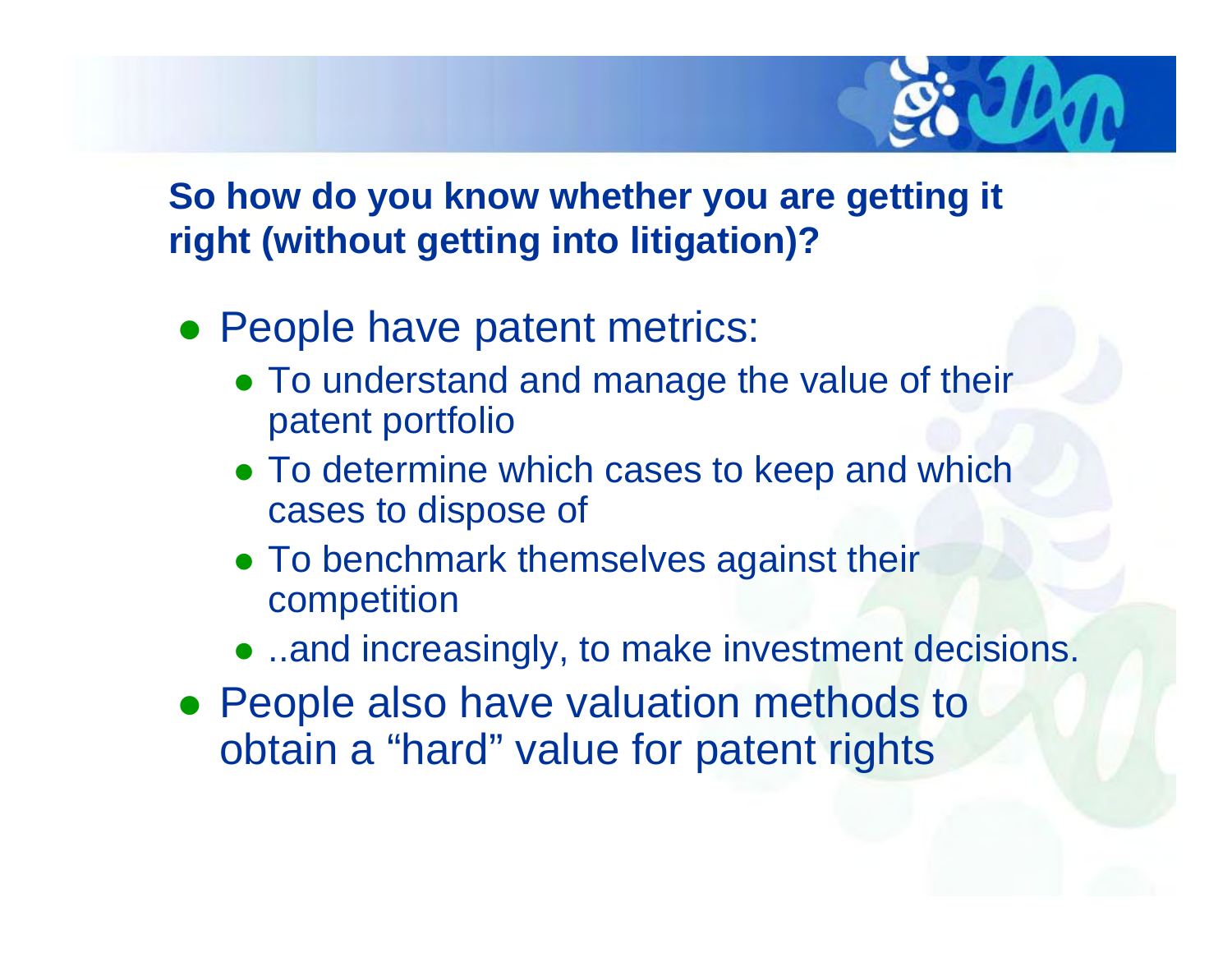## So how do you know whether you are getting it right (without getting into litigation)?

- People have patent metrics:
  - To understand and manage the value of their patent portfolio
  - To determine which cases to keep and which cases to dispose of
  - To benchmark themselves against their competition
  - ..and increasingly, to make investment decisions.
- People also have valuation methods to obtain a "hard" value for patent rights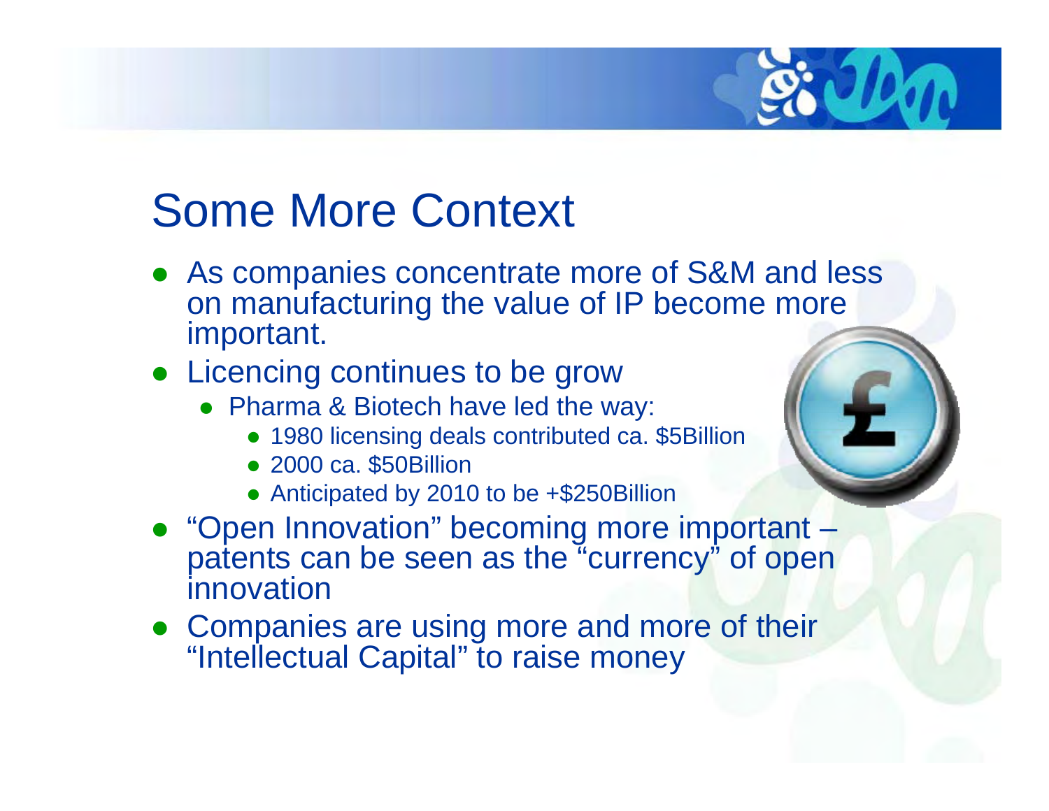# Some More Context

- As companies concentrate more of S&M and less on manufacturing the value of IP become more important.
- Licencing continues to be grow
  - Pharma & Biotech have led the way:
    - 1980 licensing deals contributed ca. $5Billion
    - 2000 ca. $50Billion
    - Anticipated by 2010 to be +$250Billion
- "Open Innovation" becoming more important – patents can be seen as the "currency" of open innovation
- Companies are using more and more of their "Intellectual Capital" to raise money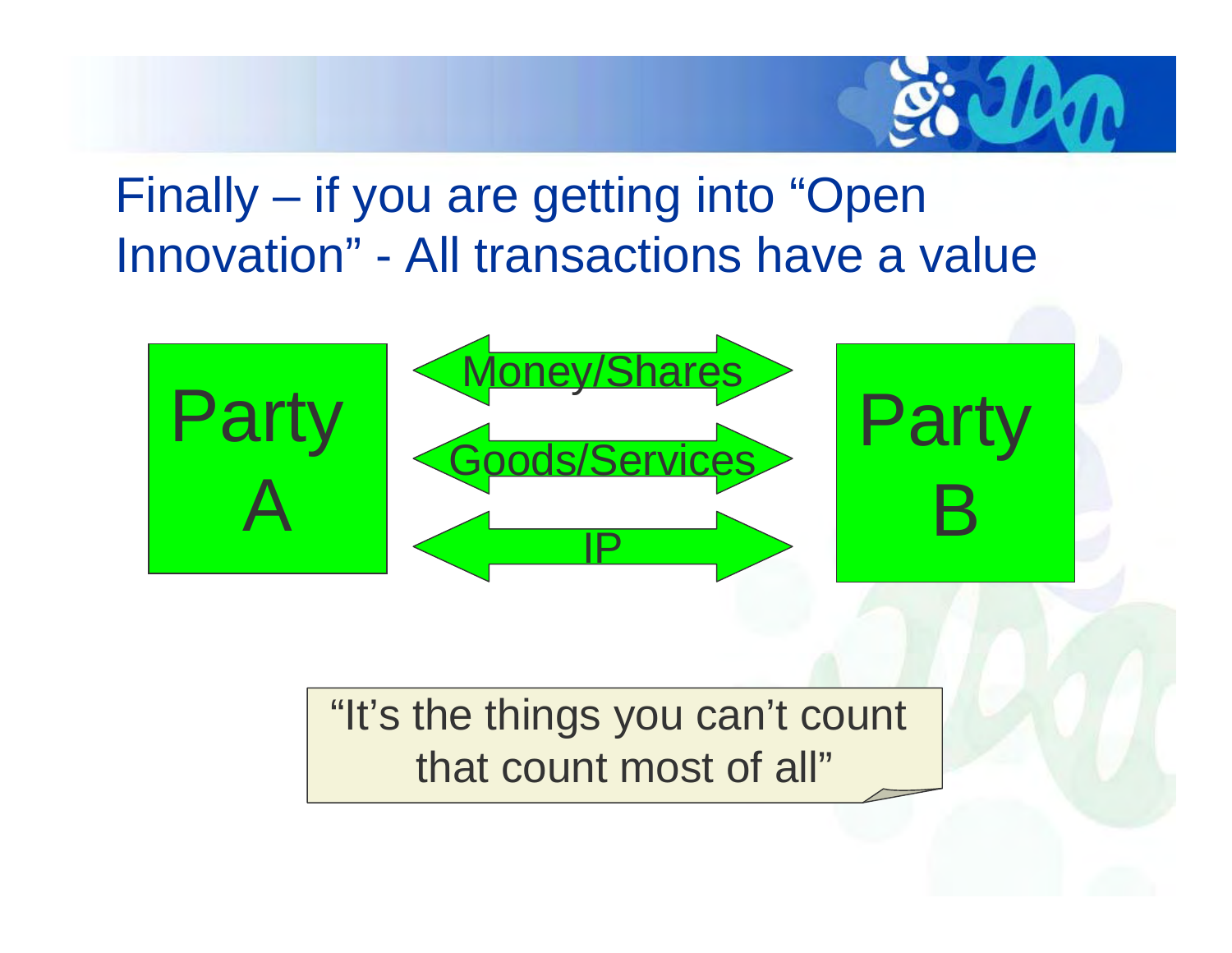# Finally – if you are getting into "Open Innovation" - All transactions have a value

Party A

Money/Shares

Goods/Services

IP

Party B

"It's the things you can't count that count most of all"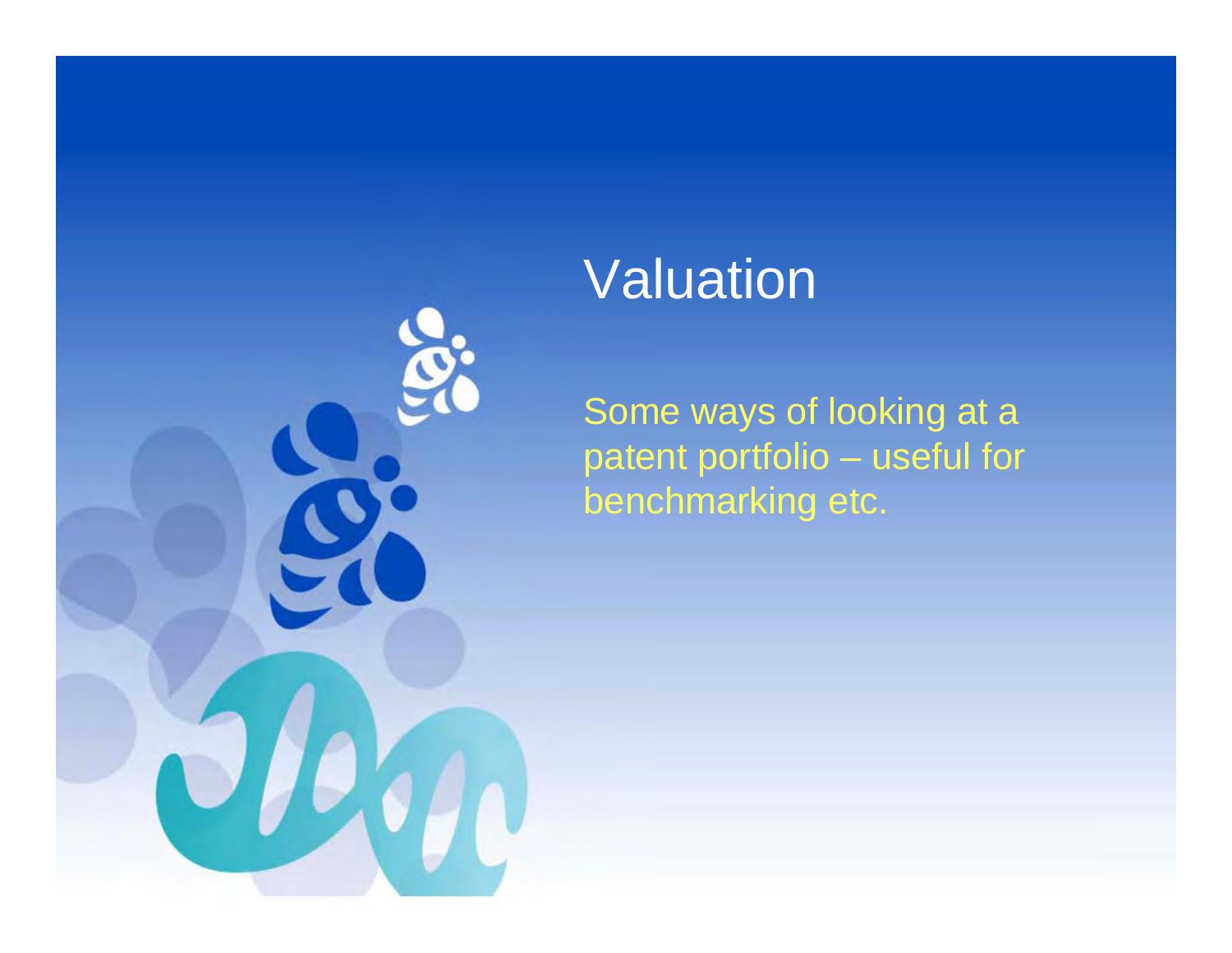# Valuation

Some ways of looking at a patent portfolio – useful for benchmarking etc.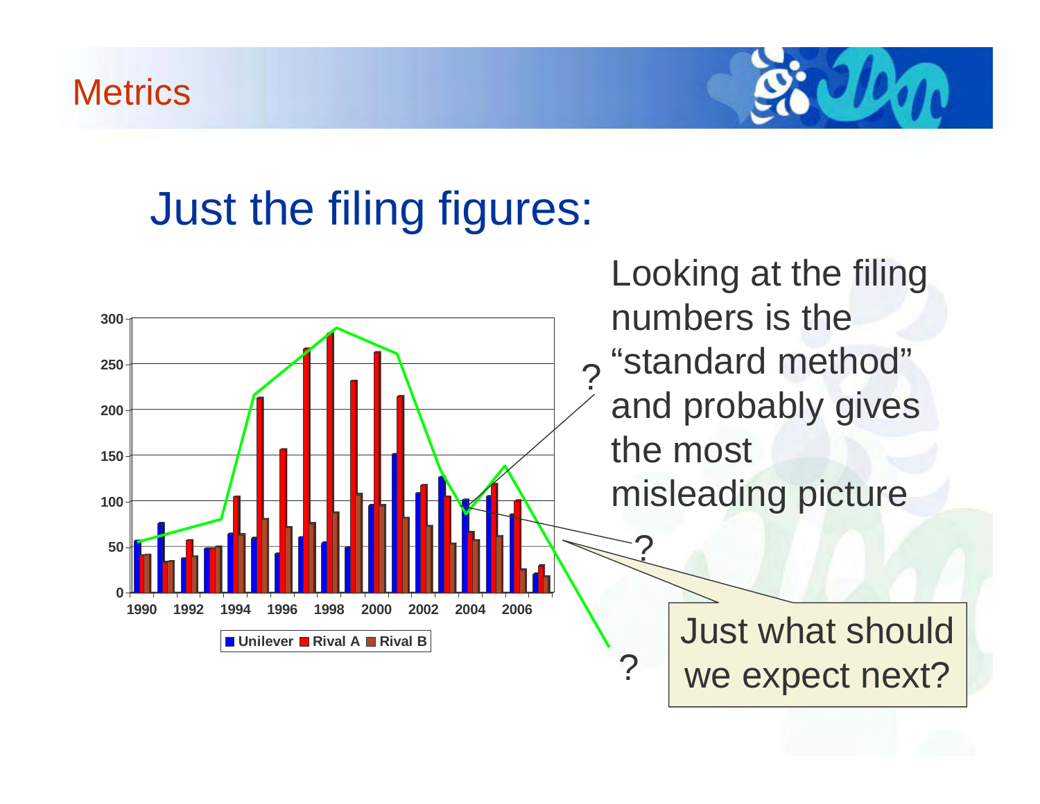Metrics

# Just the filing figures:

Looking at the filing numbers is the "standard method" and probably gives the most misleading picture

Just what should we expect next?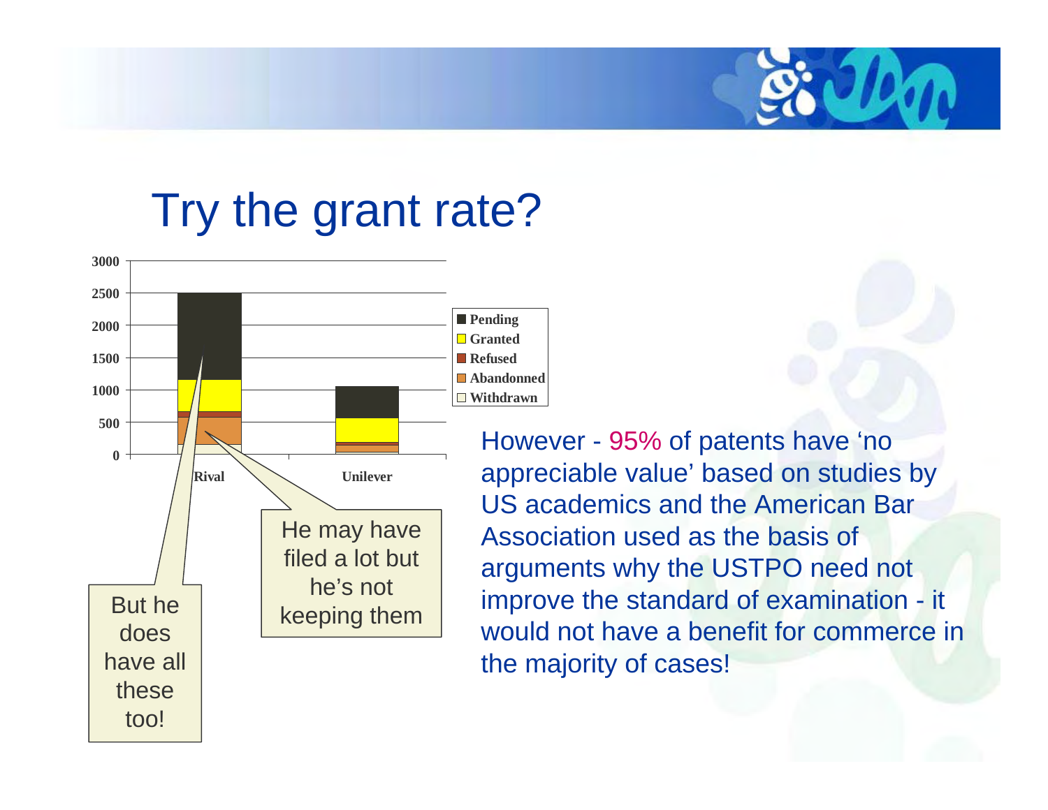# Try the grant rate?

3000
2500
2000
1500
1000
500
0

Rival | Unilever

- Pending
- Granted
- Refused
- Abandonned
- Withdrawn

But he does have all these too!

He may have filed a lot but he's not keeping them

However - 95% of patents have 'no appreciable value' based on studies by US academics and the American Bar Association used as the basis of arguments why the USTPO need not improve the standard of examination - it would not have a benefit for commerce in the majority of cases!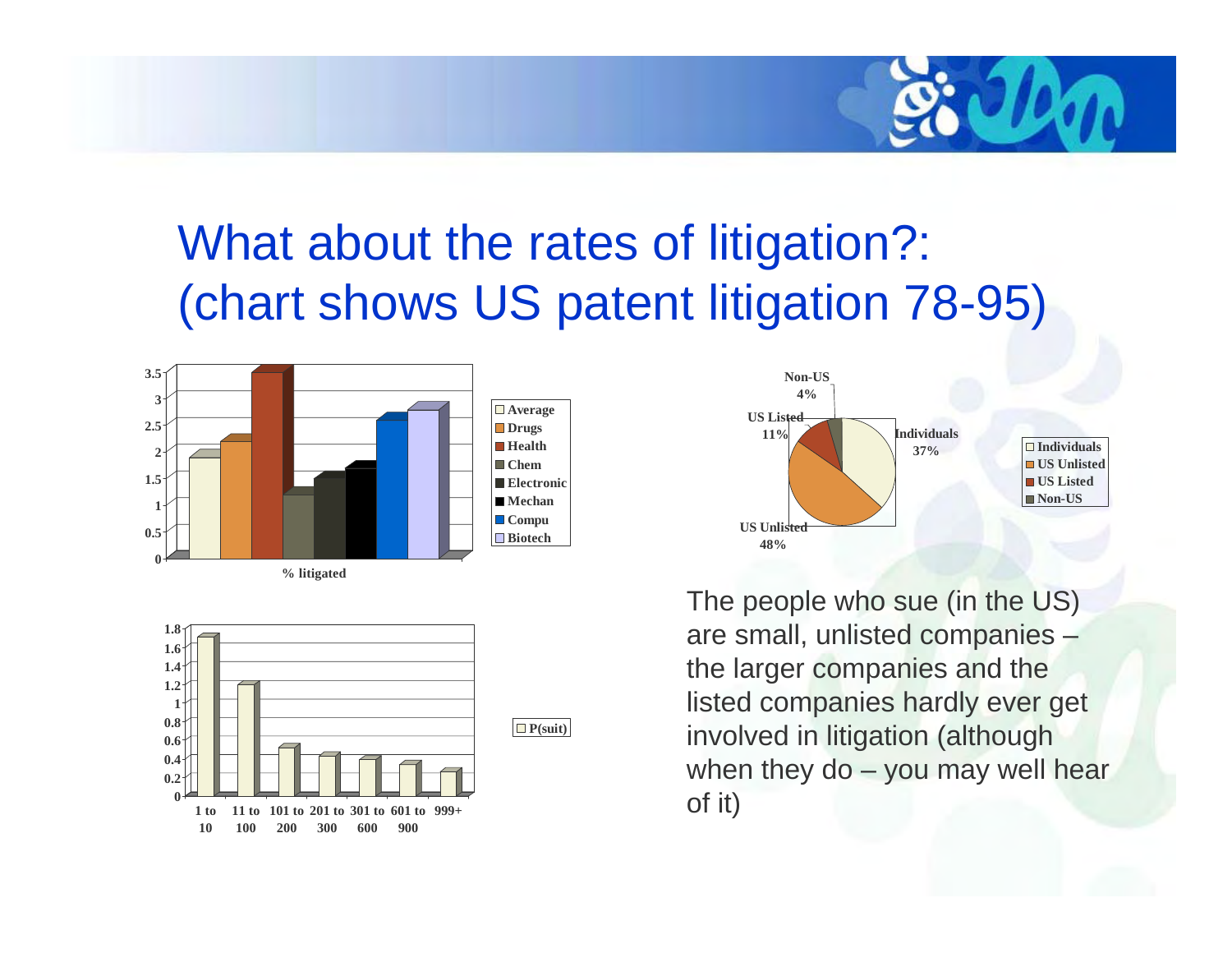# What about the rates of litigation?: (chart shows US patent litigation 78-95)

3.5
3
2.5
2
1.5
1
0.5
0

% litigated

Average
Drugs
Health
Chem
Electronic
Mechan
Compu
Biotech

Non-US 4%
US Listed 11%
Individuals 37%
US Unlisted 48%

Individuals
US Unlisted
US Listed
Non-US

1.8
1.6
1.4
1.2
1
0.8
0.6
0.4
0.2
0

1 to 10 | 11 to 100 | 101 to 200 | 201 to 300 | 301 to 600 | 601 to 900 | 999+

P(suit)

The people who sue (in the US) are small, unlisted companies – the larger companies and the listed companies hardly ever get involved in litigation (although when they do – you may well hear of it)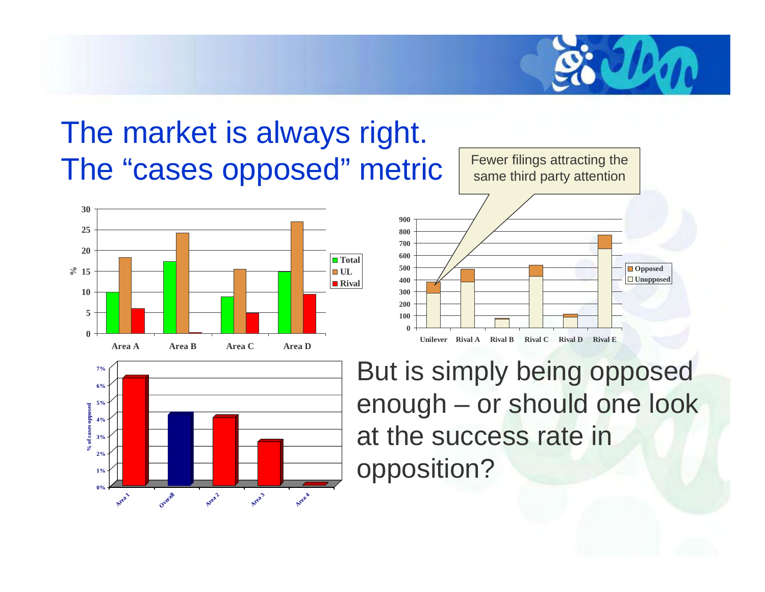# The market is always right. The "cases opposed" metric

Fewer filings attracting the same third party attention

But is simply being opposed enough – or should one look at the success rate in opposition?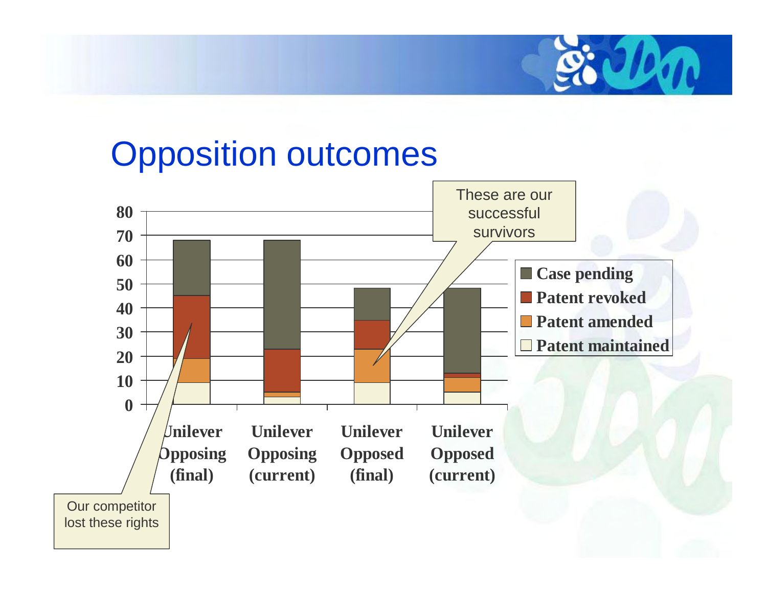# Opposition outcomes

These are our successful survivors

Our competitor lost these rights

| | Patent maintained | Patent amended | Patent revoked | Case pending |
|---|---|---|---|---|
| Unilever Opposing (final) | 9 | 10 | 26 | 23 |
| Unilever Opposing (current) | 3 | 2 | 18 | 45 |
| Unilever Opposed (final) | 9 | 14 | 12 | 13 |
| Unilever Opposed (current) | 5 | 6 | 2 | 35 |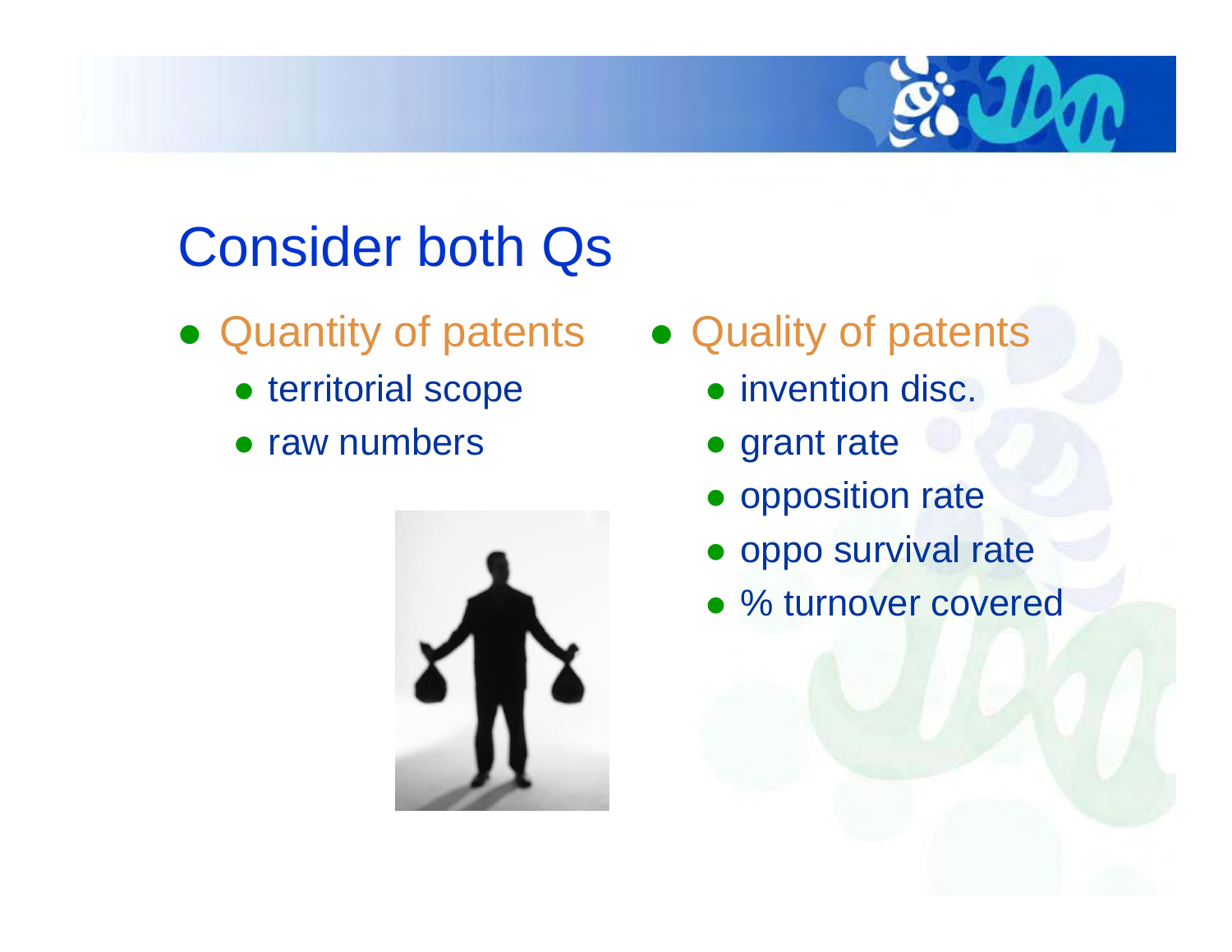# Consider both Qs

- Quantity of patents
  - territorial scope
  - raw numbers
- Quality of patents
  - invention disc.
  - grant rate
  - opposition rate
  - oppo survival rate
  - % turnover covered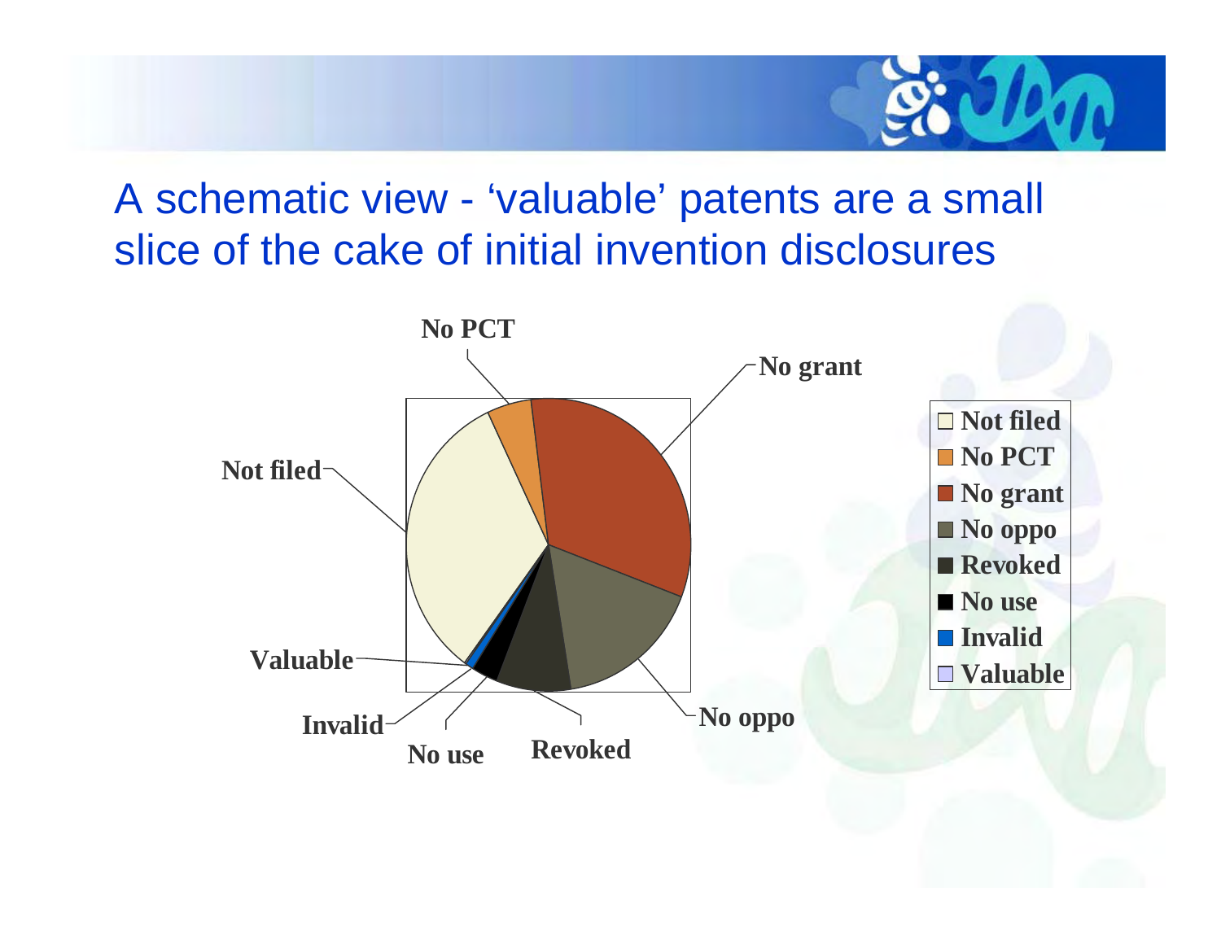# A schematic view - ‘valuable’ patents are a small slice of the cake of initial invention disclosures

No PCT

No grant

Not filed

Valuable

Invalid

No use

Revoked

No oppo

- Not filed
- No PCT
- No grant
- No oppo
- Revoked
- No use
- Invalid
- Valuable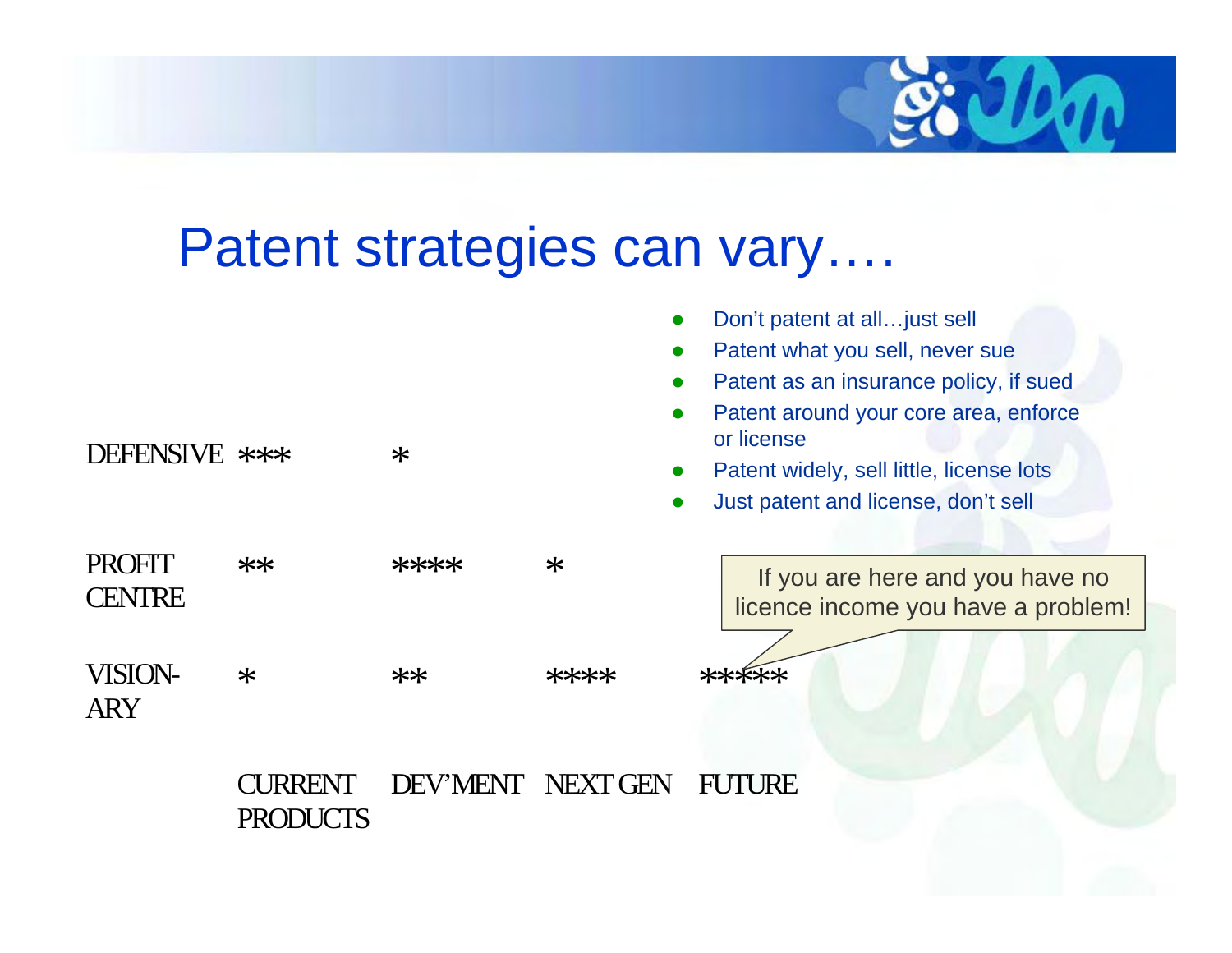# Patent strategies can vary….

- Don't patent at all…just sell
- Patent what you sell, never sue
- Patent as an insurance policy, if sued
- Patent around your core area, enforce or license
- Patent widely, sell little, license lots
- Just patent and license, don't sell

| | CURRENT PRODUCTS | DEV'MENT | NEXT GEN | FUTURE |
|---|---|---|---|---|
| DEFENSIVE | *** | * | | |
| PROFIT CENTRE | ** | **** | * | |
| VISION-ARY | * | ** | **** | ***** |

If you are here and you have no licence income you have a problem!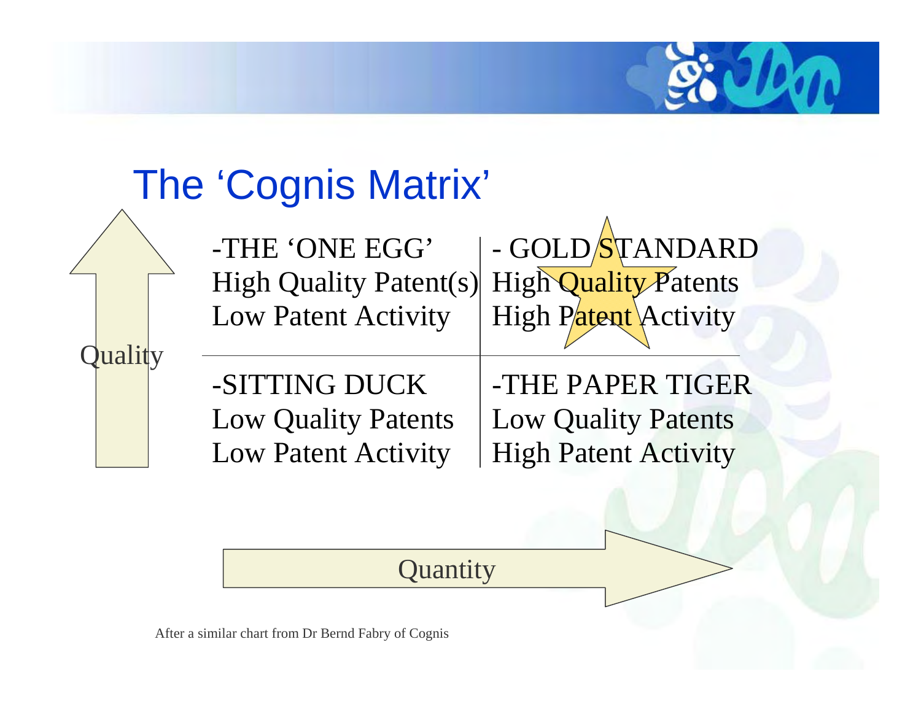# The 'Cognis Matrix'

| Quality ↑ | | |
|---|---|---|
| | -THE 'ONE EGG'<br>High Quality Patent(s)<br>Low Patent Activity | - GOLD STANDARD<br>High Quality Patents<br>High Patent Activity |
| | -SITTING DUCK<br>Low Quality Patents<br>Low Patent Activity | -THE PAPER TIGER<br>Low Quality Patents<br>High Patent Activity |

Quantity →

After a similar chart from Dr Bernd Fabry of Cognis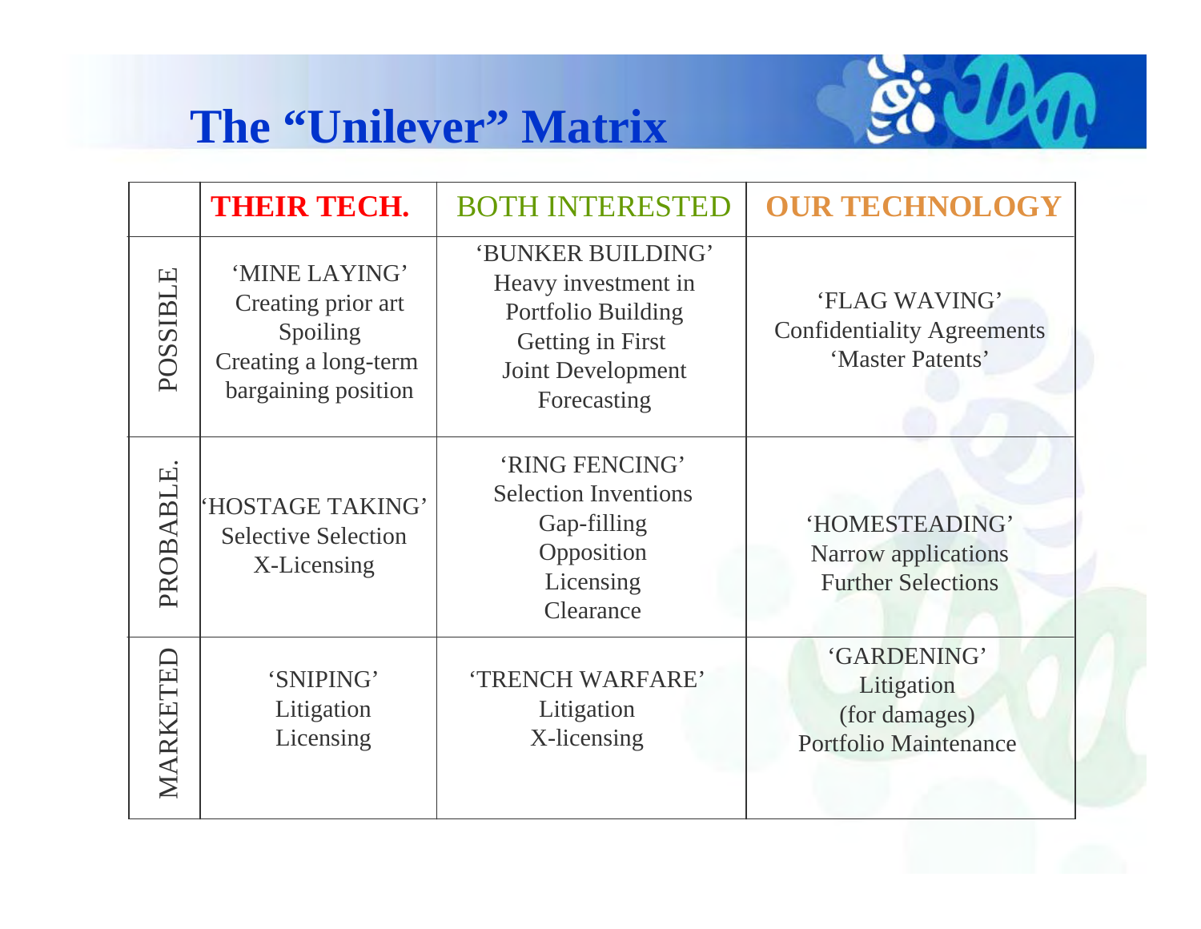# The "Unilever" Matrix

| | THEIR TECH. | BOTH INTERESTED | OUR TECHNOLOGY |
|---|---|---|---|
| POSSIBLE | 'MINE LAYING'<br>Creating prior art<br>Spoiling<br>Creating a long-term bargaining position | 'BUNKER BUILDING'<br>Heavy investment in Portfolio Building<br>Getting in First<br>Joint Development<br>Forecasting | 'FLAG WAVING'<br>Confidentiality Agreements<br>'Master Patents' |
| PROBABLE. | 'HOSTAGE TAKING'<br>Selective Selection<br>X-Licensing | 'RING FENCING'<br>Selection Inventions<br>Gap-filling<br>Opposition<br>Licensing<br>Clearance | 'HOMESTEADING'<br>Narrow applications<br>Further Selections |
| MARKETED | 'SNIPING'<br>Litigation<br>Licensing | 'TRENCH WARFARE'<br>Litigation<br>X-licensing | 'GARDENING'<br>Litigation<br>(for damages)<br>Portfolio Maintenance |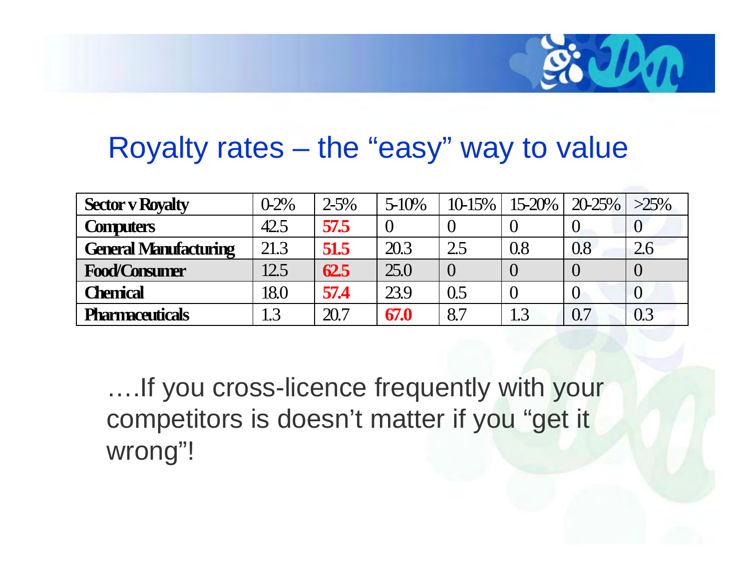## Royalty rates – the “easy” way to value

| Sector v Royalty | 0-2% | 2-5% | 5-10% | 10-15% | 15-20% | 20-25% | >25% |
|---|---|---|---|---|---|---|---|
| **Computers** | 42.5 | **57.5** | 0 | 0 | 0 | 0 | 0 |
| **General Manufacturing** | 21.3 | **51.5** | 20.3 | 2.5 | 0.8 | 0.8 | 2.6 |
| **Food/Consumer** | 12.5 | **62.5** | 25.0 | 0 | 0 | 0 | 0 |
| **Chemical** | 18.0 | **57.4** | 23.9 | 0.5 | 0 | 0 | 0 |
| **Pharmaceuticals** | 1.3 | 20.7 | **67.0** | 8.7 | 1.3 | 0.7 | 0.3 |

….If you cross-licence frequently with your competitors is doesn’t matter if you “get it wrong”!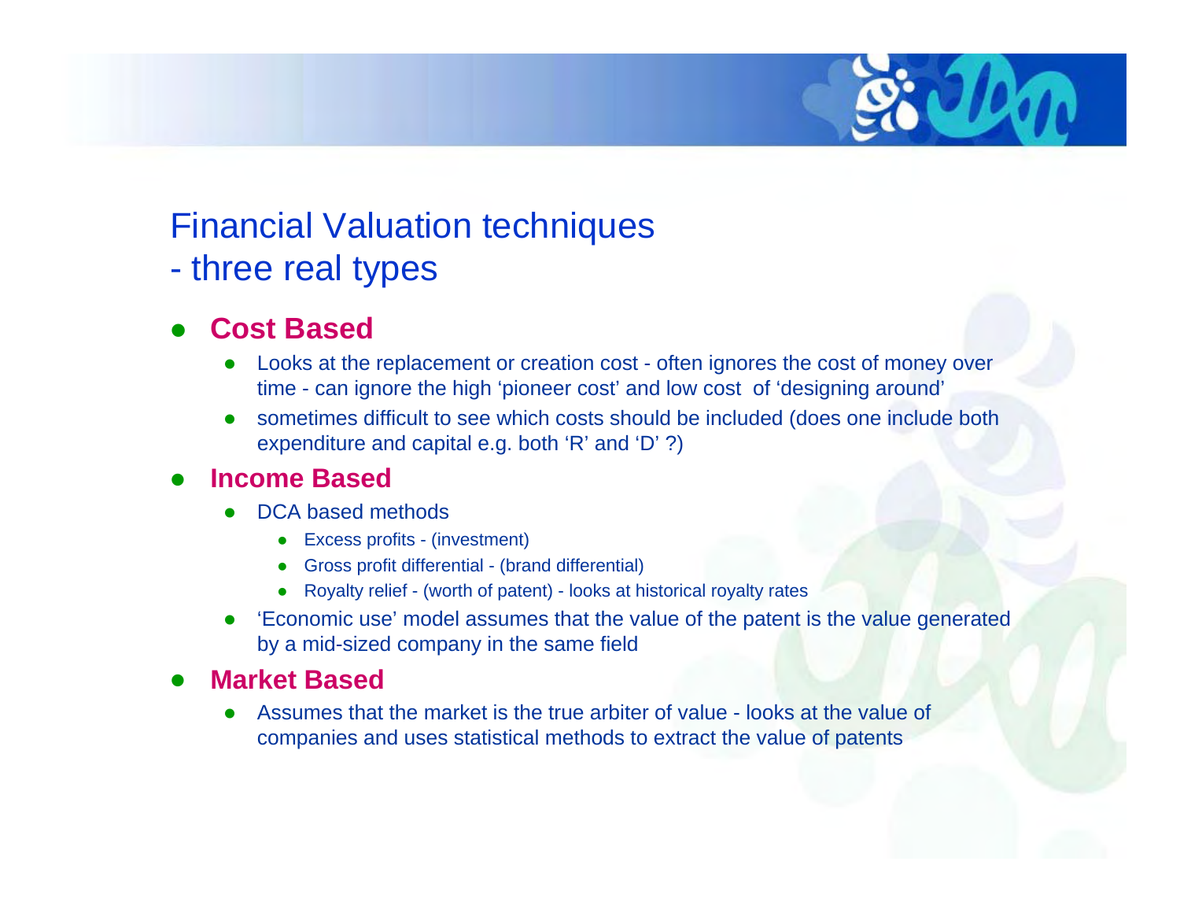# Financial Valuation techniques
# - three real types

- **Cost Based**
  - Looks at the replacement or creation cost - often ignores the cost of money over time - can ignore the high 'pioneer cost' and low cost of 'designing around'
  - sometimes difficult to see which costs should be included (does one include both expenditure and capital e.g. both 'R' and 'D' ?)
- **Income Based**
  - DCA based methods
    - Excess profits - (investment)
    - Gross profit differential - (brand differential)
    - Royalty relief - (worth of patent) - looks at historical royalty rates
  - 'Economic use' model assumes that the value of the patent is the value generated by a mid-sized company in the same field
- **Market Based**
  - Assumes that the market is the true arbiter of value - looks at the value of companies and uses statistical methods to extract the value of patents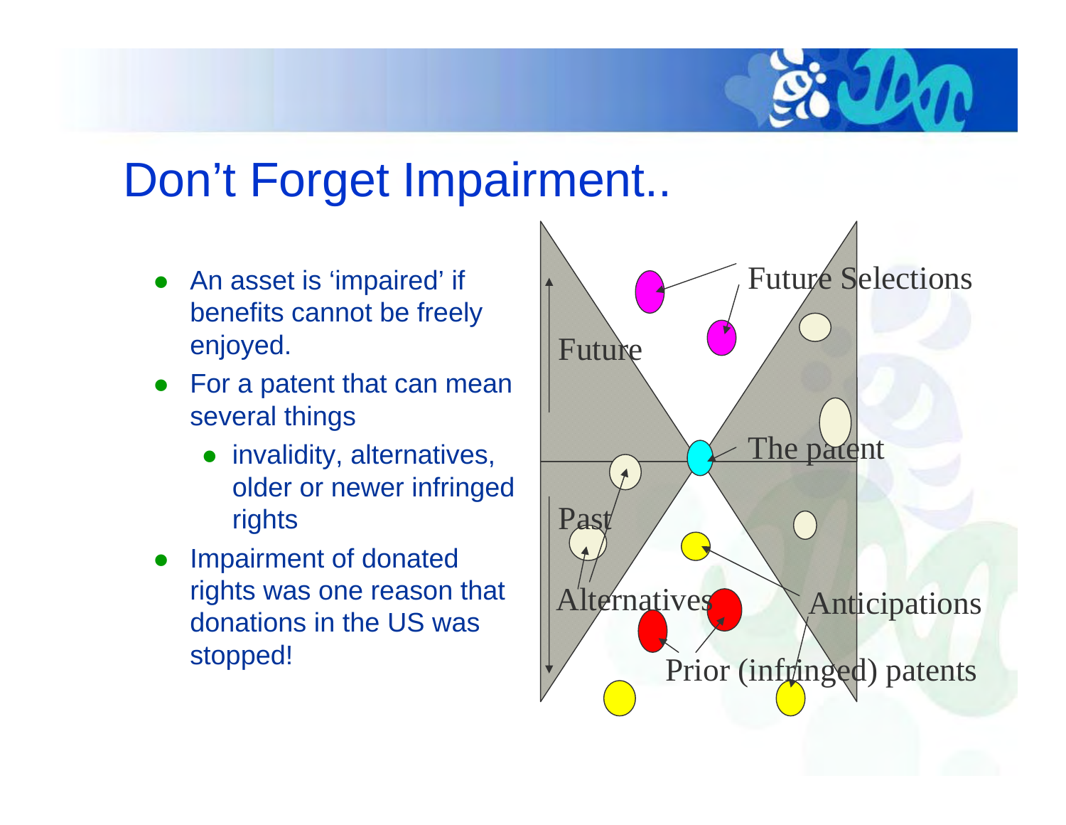# Don't Forget Impairment..

- An asset is 'impaired' if benefits cannot be freely enjoyed.
- For a patent that can mean several things
  - invalidity, alternatives, older or newer infringed rights
- Impairment of donated rights was one reason that donations in the US was stopped!

Future Selections

Future

The patent

Past

Alternatives

Anticipations

Prior (infringed) patents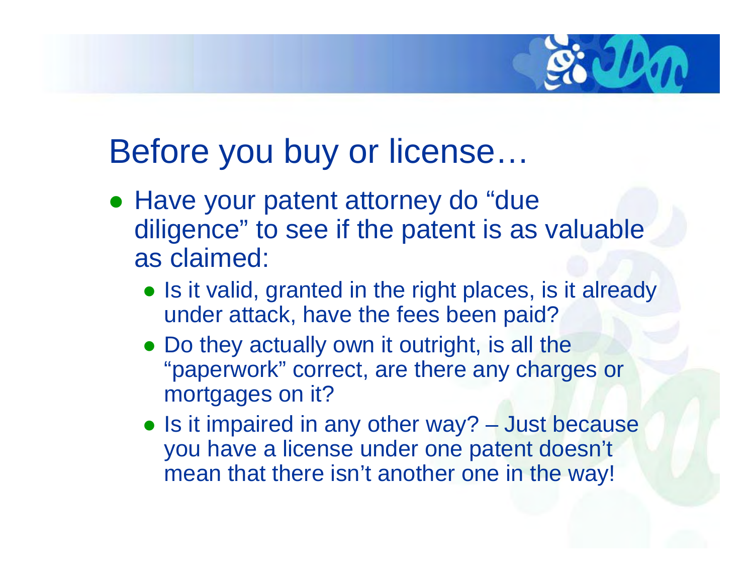# Before you buy or license…

- Have your patent attorney do “due diligence” to see if the patent is as valuable as claimed:
  - Is it valid, granted in the right places, is it already under attack, have the fees been paid?
  - Do they actually own it outright, is all the “paperwork” correct, are there any charges or mortgages on it?
  - Is it impaired in any other way? – Just because you have a license under one patent doesn’t mean that there isn’t another one in the way!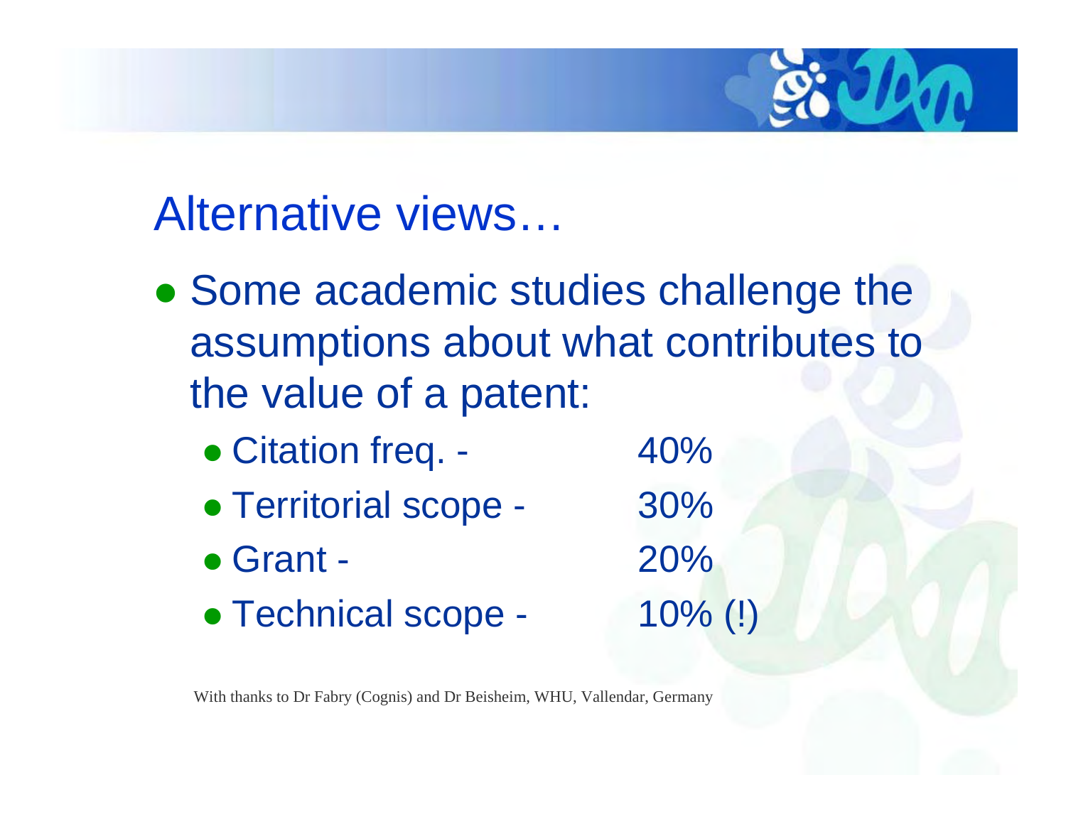# Alternative views…

- Some academic studies challenge the assumptions about what contributes to the value of a patent:
  - Citation freq. - 40%
  - Territorial scope - 30%
  - Grant - 20%
  - Technical scope - 10% (!)

With thanks to Dr Fabry (Cognis) and Dr Beisheim, WHU, Vallendar, Germany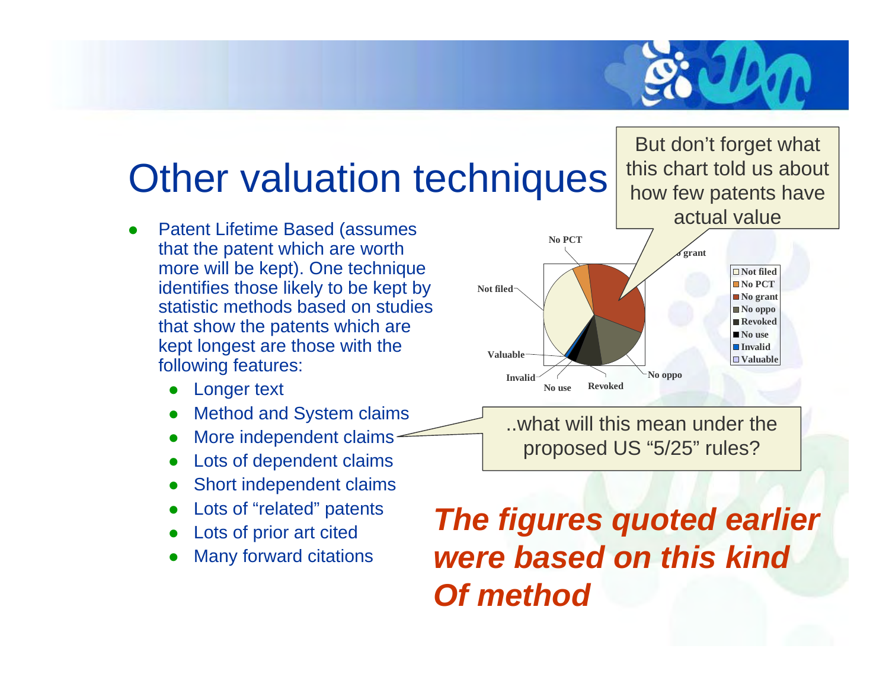# Other valuation techniques

- Patent Lifetime Based (assumes that the patent which are worth more will be kept). One technique identifies those likely to be kept by statistic methods based on studies that show the patents which are kept longest are those with the following features:
  - Longer text
  - Method and System claims
  - More independent claims
  - Lots of dependent claims
  - Short independent claims
  - Lots of “related” patents
  - Lots of prior art cited
  - Many forward citations

But don’t forget what this chart told us about how few patents have actual value

No PCT
No grant
Not filed
Valuable
Invalid
No use
Revoked
No oppo

- Not filed
- No PCT
- No grant
- No oppo
- Revoked
- No use
- Invalid
- Valuable

..what will this mean under the proposed US “5/25” rules?

***The figures quoted earlier were based on this kind Of method***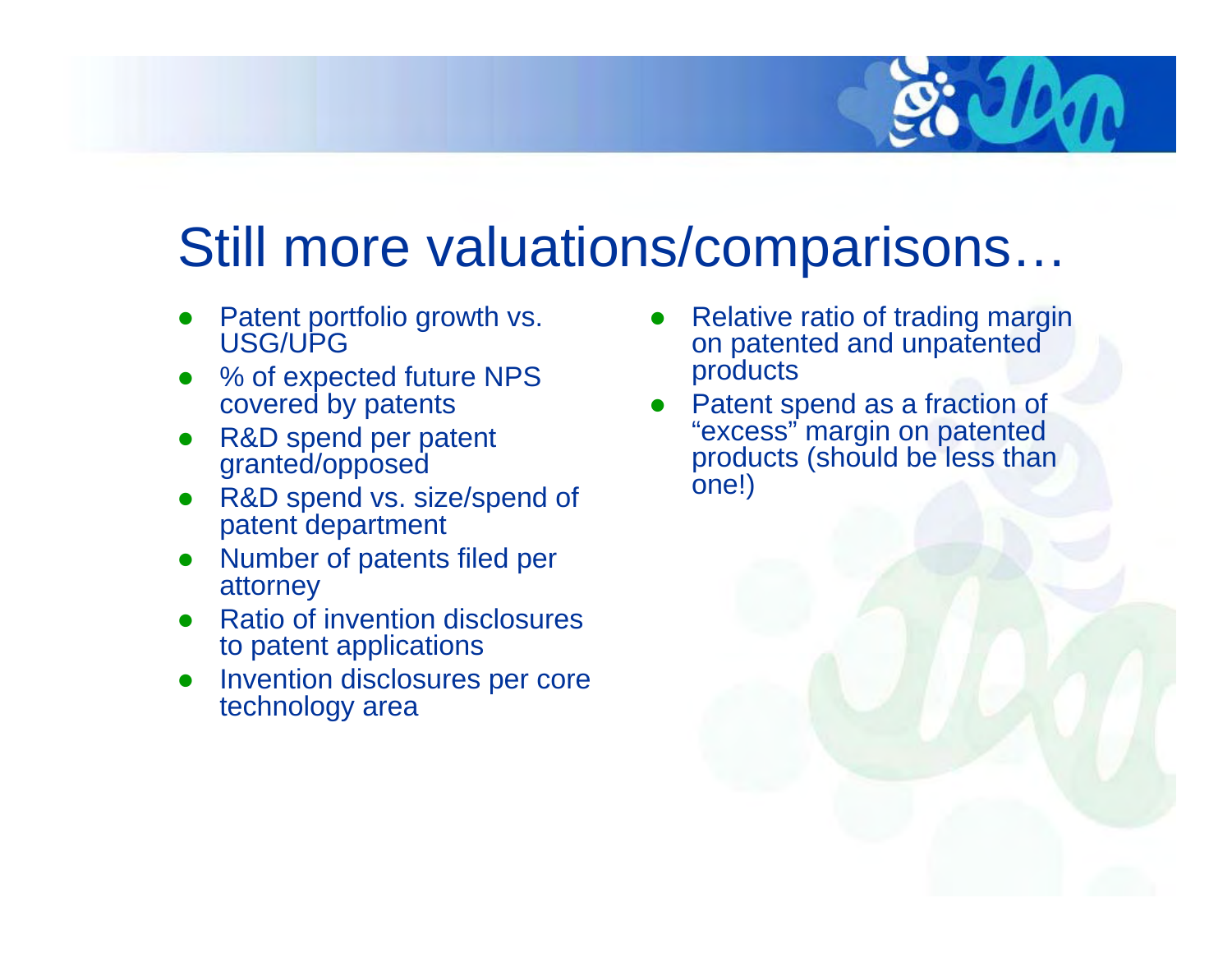# Still more valuations/comparisons…

- Patent portfolio growth vs. USG/UPG
- % of expected future NPS covered by patents
- R&D spend per patent granted/opposed
- R&D spend vs. size/spend of patent department
- Number of patents filed per attorney
- Ratio of invention disclosures to patent applications
- Invention disclosures per core technology area
- Relative ratio of trading margin on patented and unpatented products
- Patent spend as a fraction of "excess" margin on patented products (should be less than one!)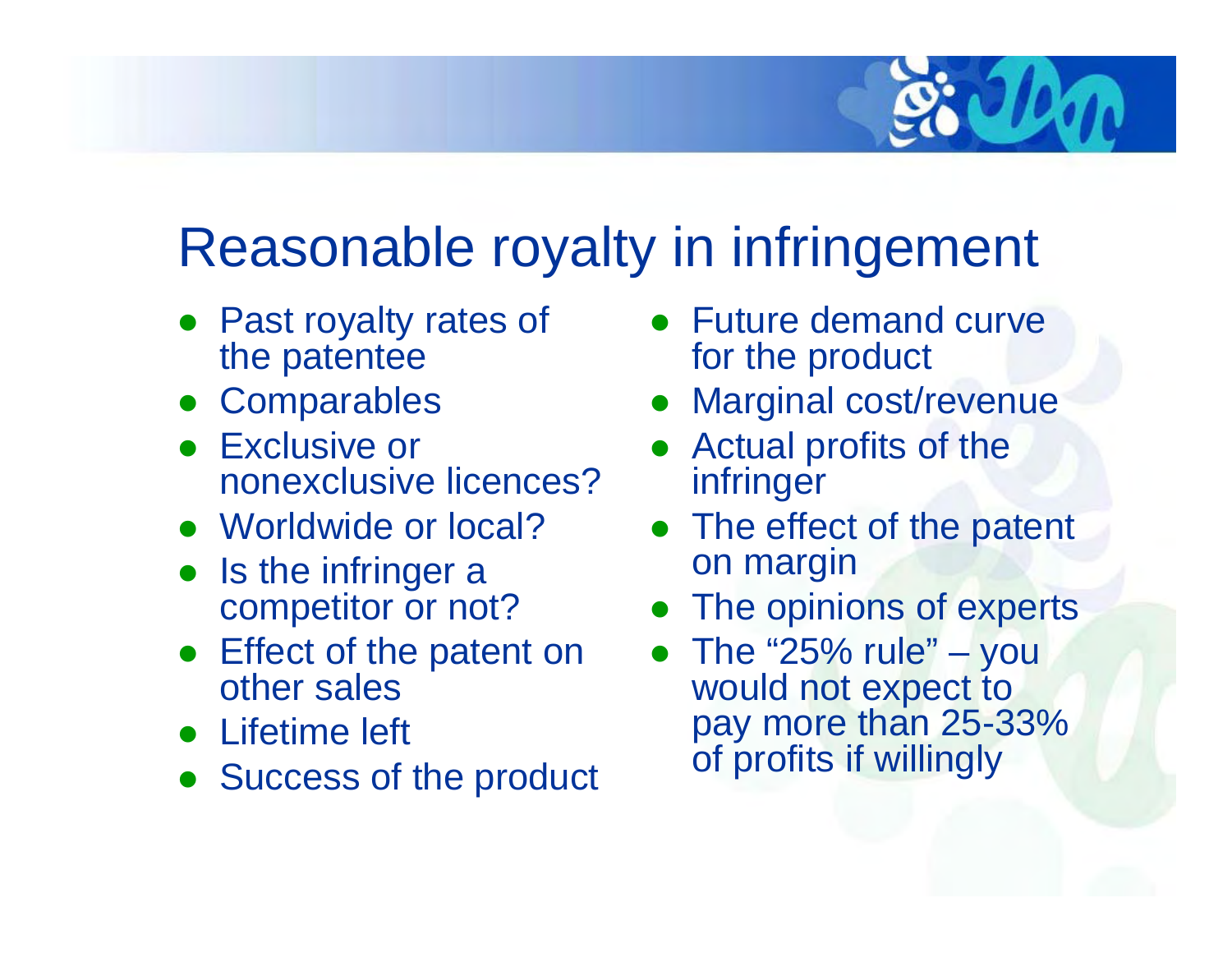# Reasonable royalty in infringement

- Past royalty rates of the patentee
- Comparables
- Exclusive or nonexclusive licences?
- Worldwide or local?
- Is the infringer a competitor or not?
- Effect of the patent on other sales
- Lifetime left
- Success of the product
- Future demand curve for the product
- Marginal cost/revenue
- Actual profits of the infringer
- The effect of the patent on margin
- The opinions of experts
- The "25% rule" – you would not expect to pay more than 25-33% of profits if willingly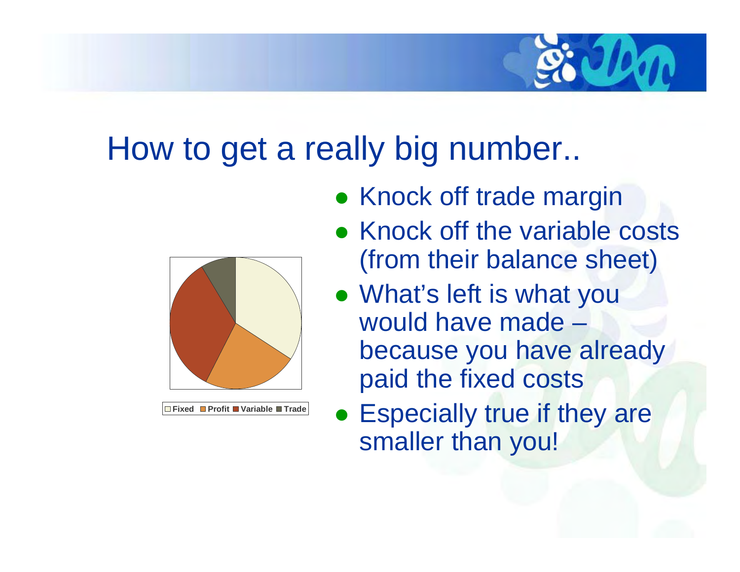# How to get a really big number..

- Knock off trade margin
- Knock off the variable costs (from their balance sheet)
- What's left is what you would have made – because you have already paid the fixed costs
- Especially true if they are smaller than you!

Fixed Profit Variable Trade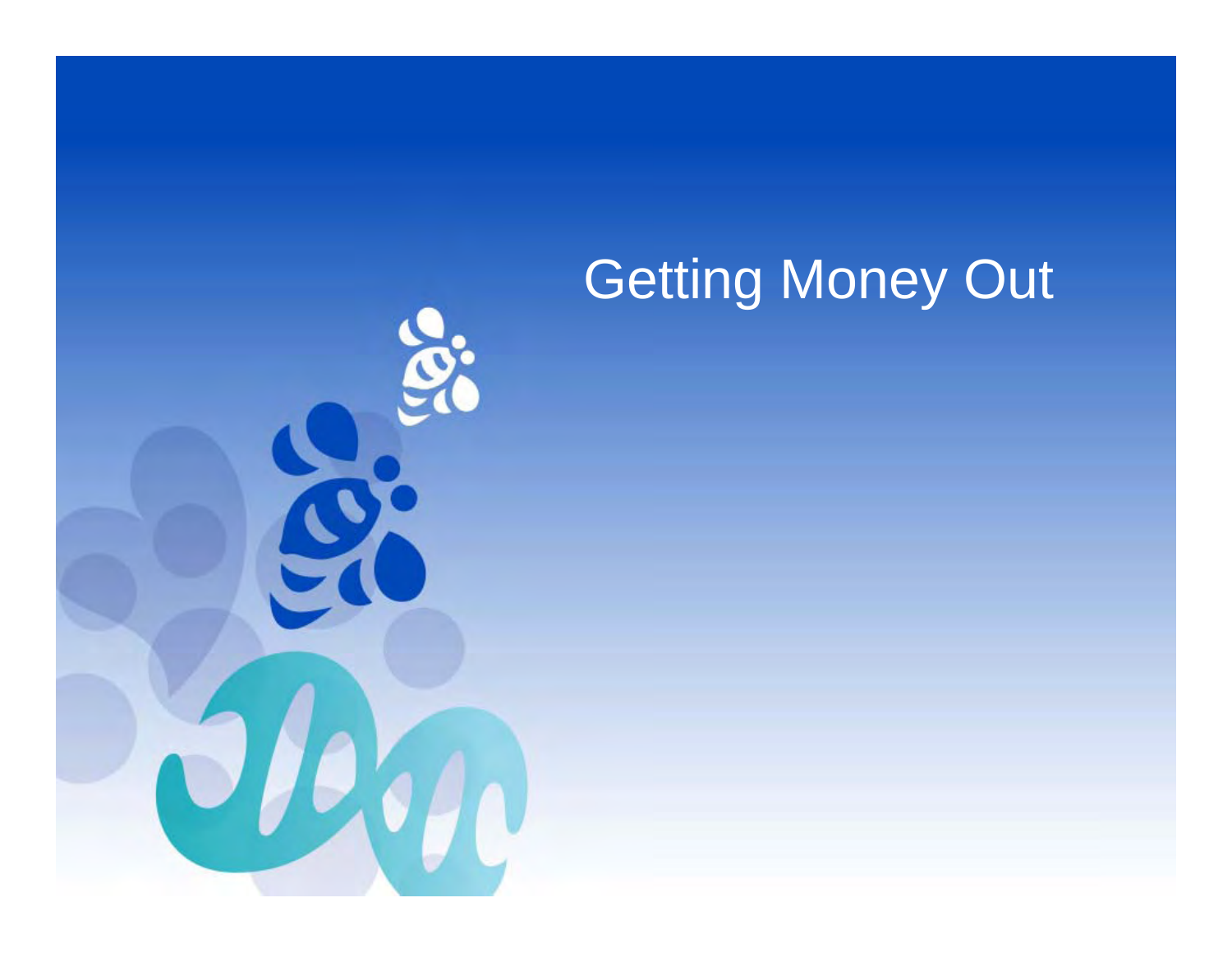# Getting Money Out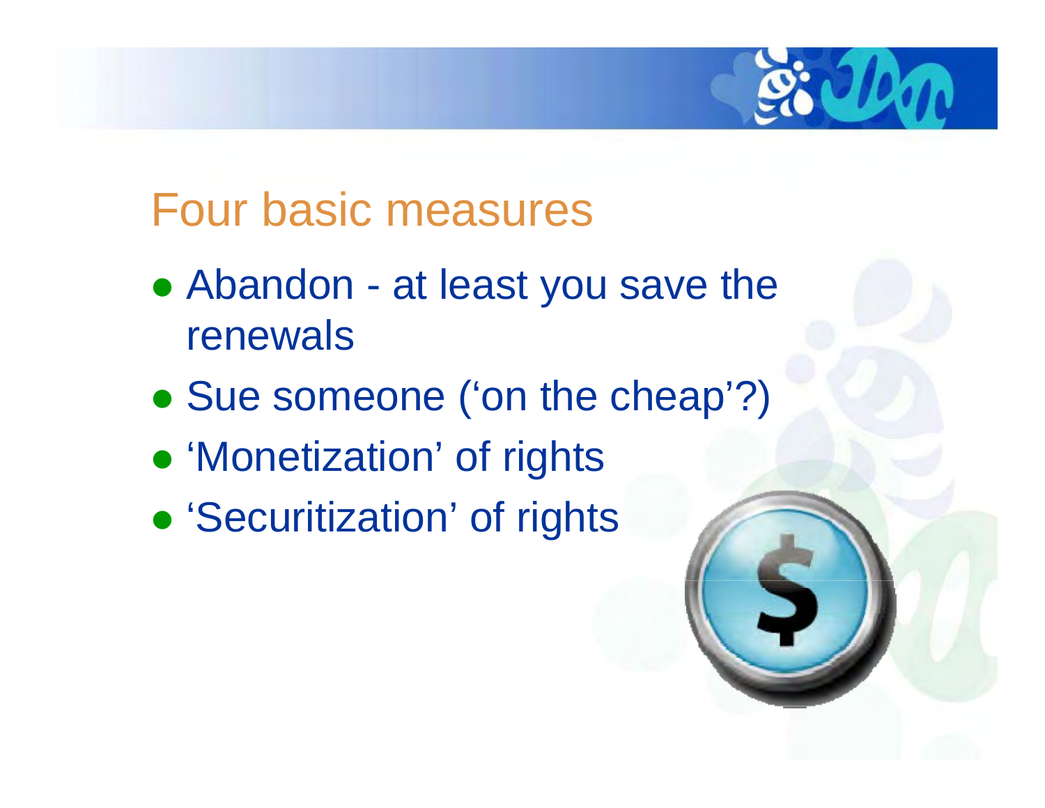## Four basic measures

- Abandon - at least you save the renewals
- Sue someone ('on the cheap'?)
- 'Monetization' of rights
- 'Securitization' of rights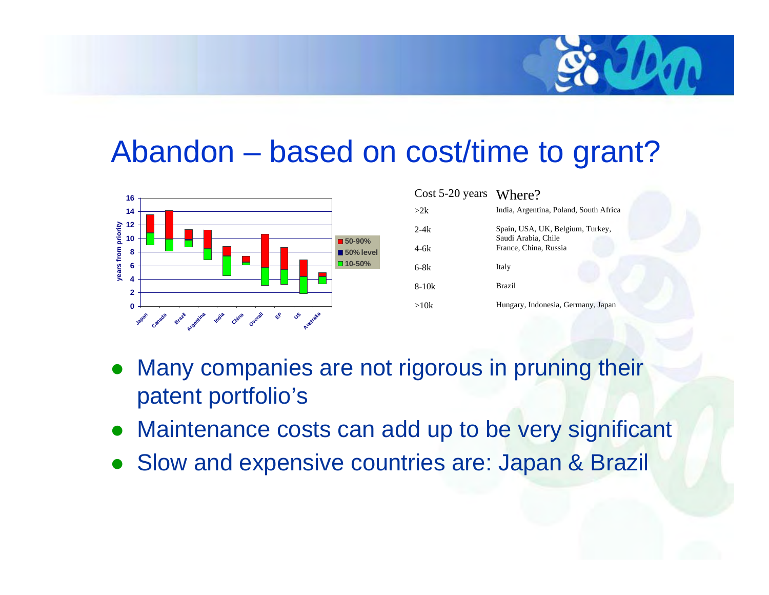# Abandon – based on cost/time to grant?

| Cost 5-20 years | Where? |
| --- | --- |
| >2k | India, Argentina, Poland, South Africa |
| 2-4k | Spain, USA, UK, Belgium, Turkey, Saudi Arabia, Chile |
| 4-6k | France, China, Russia |
| 6-8k | Italy |
| 8-10k | Brazil |
| >10k | Hungary, Indonesia, Germany, Japan |

- Many companies are not rigorous in pruning their patent portfolio's
- Maintenance costs can add up to be very significant
- Slow and expensive countries are: Japan & Brazil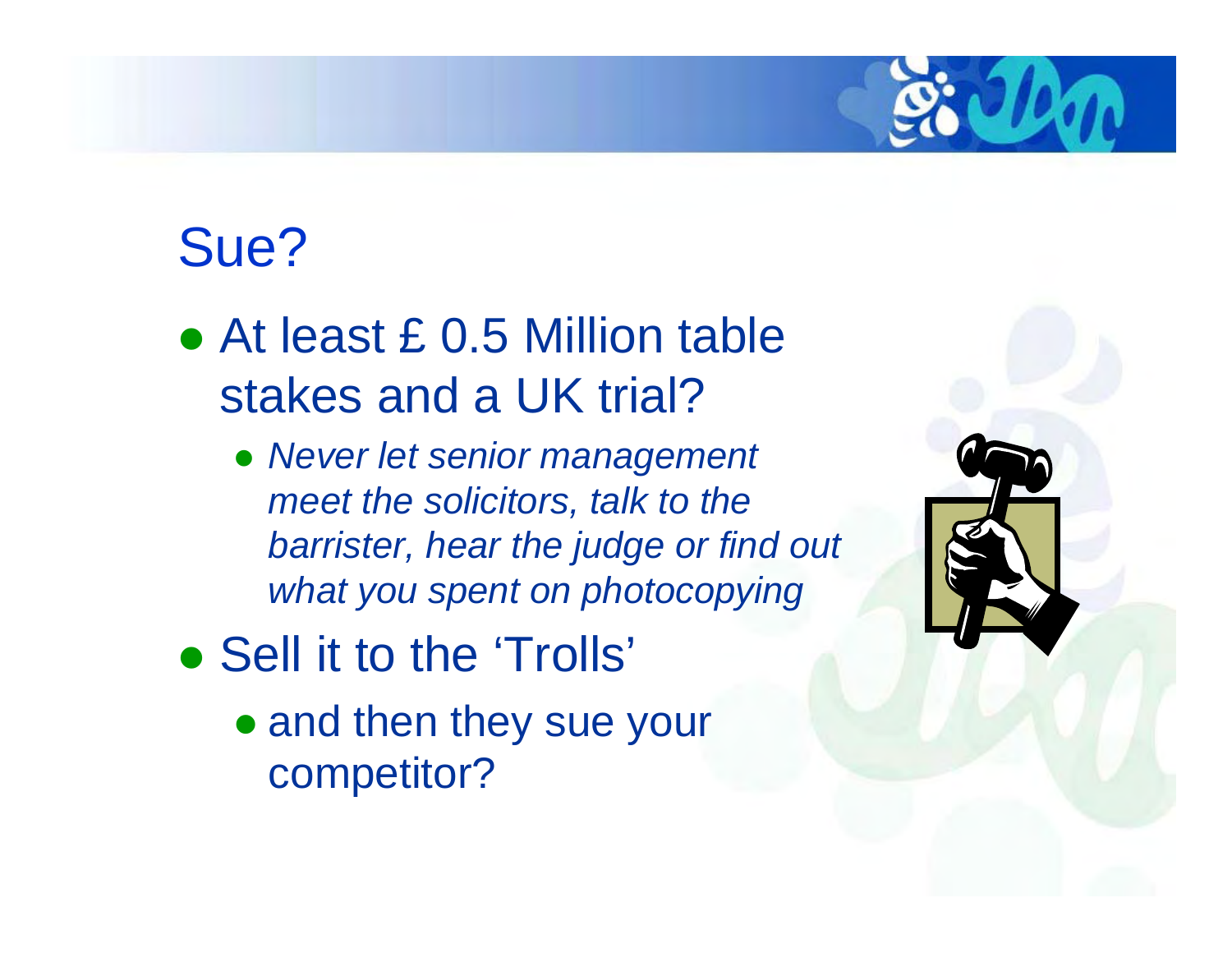# Sue?

- At least £ 0.5 Million table stakes and a UK trial?
  - *Never let senior management meet the solicitors, talk to the barrister, hear the judge or find out what you spent on photocopying*
- Sell it to the 'Trolls'
  - and then they sue your competitor?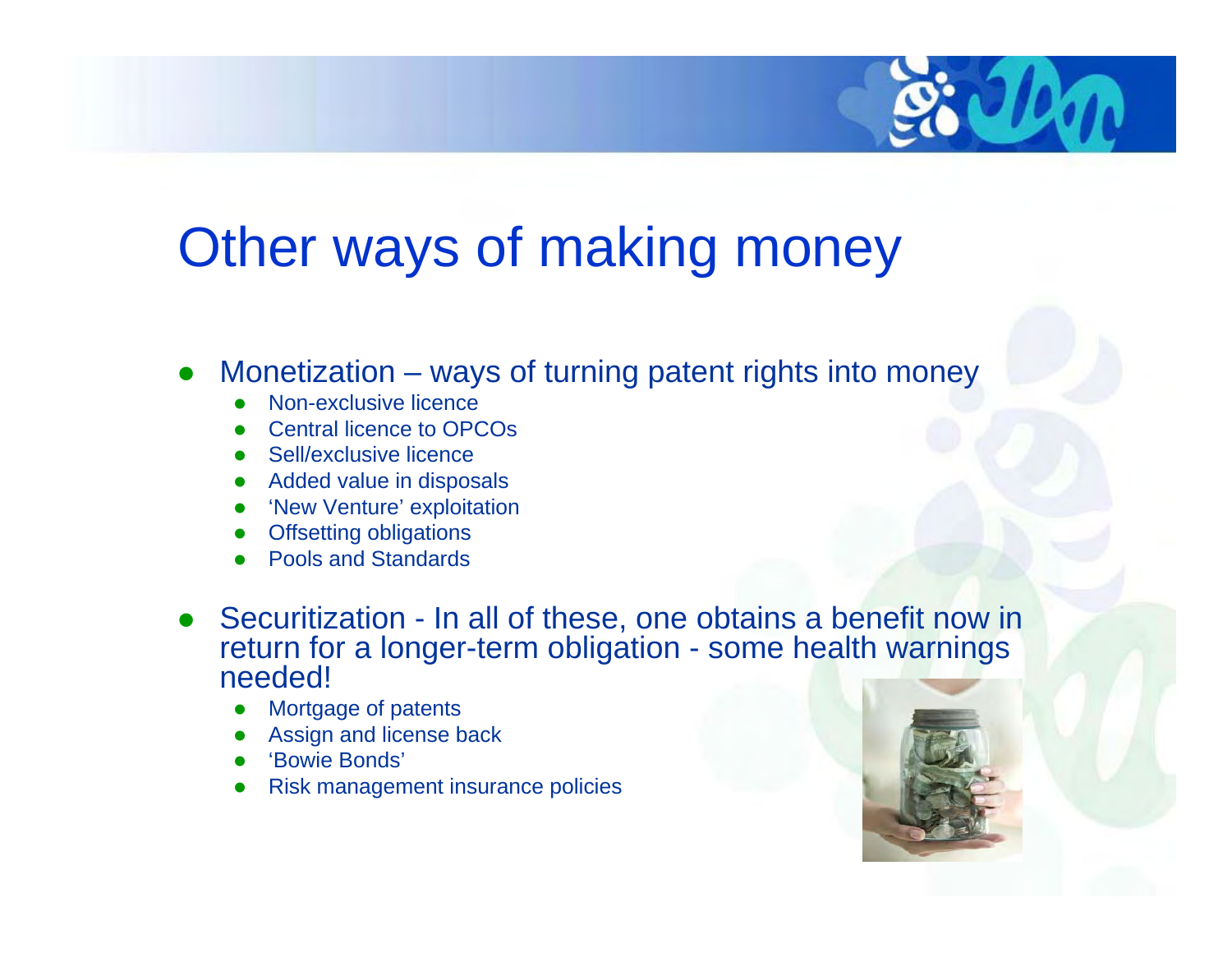# Other ways of making money

- Monetization – ways of turning patent rights into money
  - Non-exclusive licence
  - Central licence to OPCOs
  - Sell/exclusive licence
  - Added value in disposals
  - 'New Venture' exploitation
  - Offsetting obligations
  - Pools and Standards
- Securitization - In all of these, one obtains a benefit now in return for a longer-term obligation - some health warnings needed!
  - Mortgage of patents
  - Assign and license back
  - 'Bowie Bonds'
  - Risk management insurance policies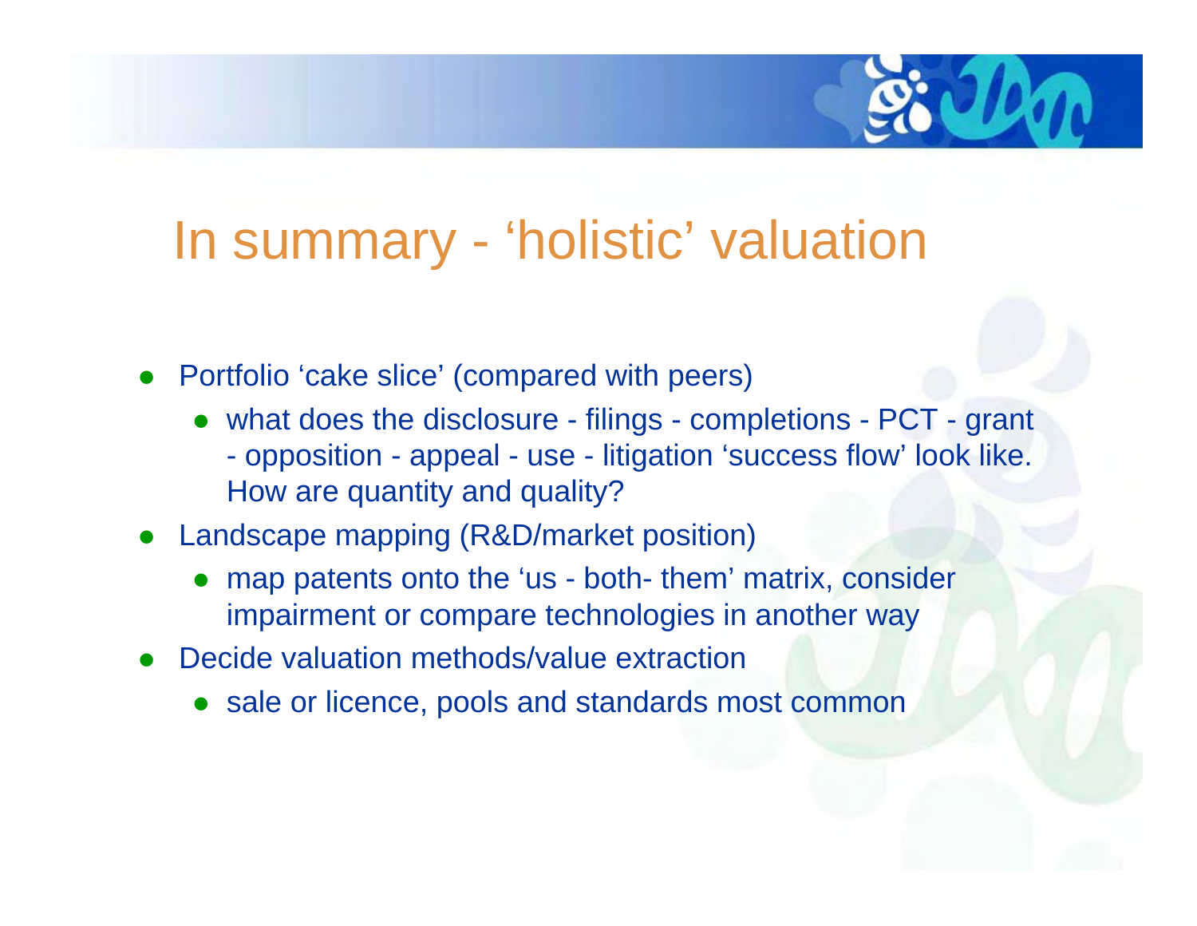# In summary - 'holistic' valuation

- Portfolio 'cake slice' (compared with peers)
  - what does the disclosure - filings - completions - PCT - grant - opposition - appeal - use - litigation 'success flow' look like. How are quantity and quality?
- Landscape mapping (R&D/market position)
  - map patents onto the 'us - both- them' matrix, consider impairment or compare technologies in another way
- Decide valuation methods/value extraction
  - sale or licence, pools and standards most common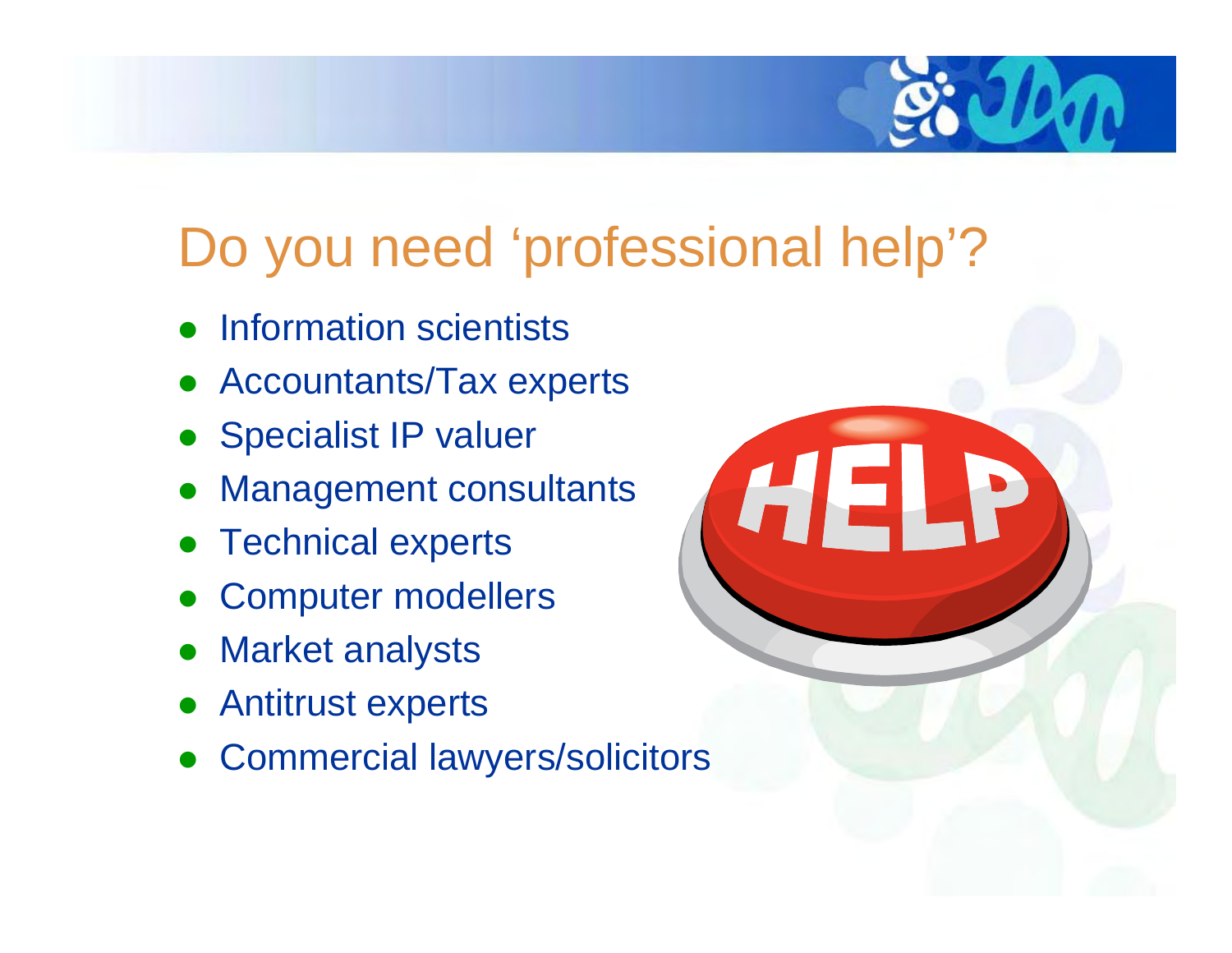# Do you need 'professional help'?

- Information scientists
- Accountants/Tax experts
- Specialist IP valuer
- Management consultants
- Technical experts
- Computer modellers
- Market analysts
- Antitrust experts
- Commercial lawyers/solicitors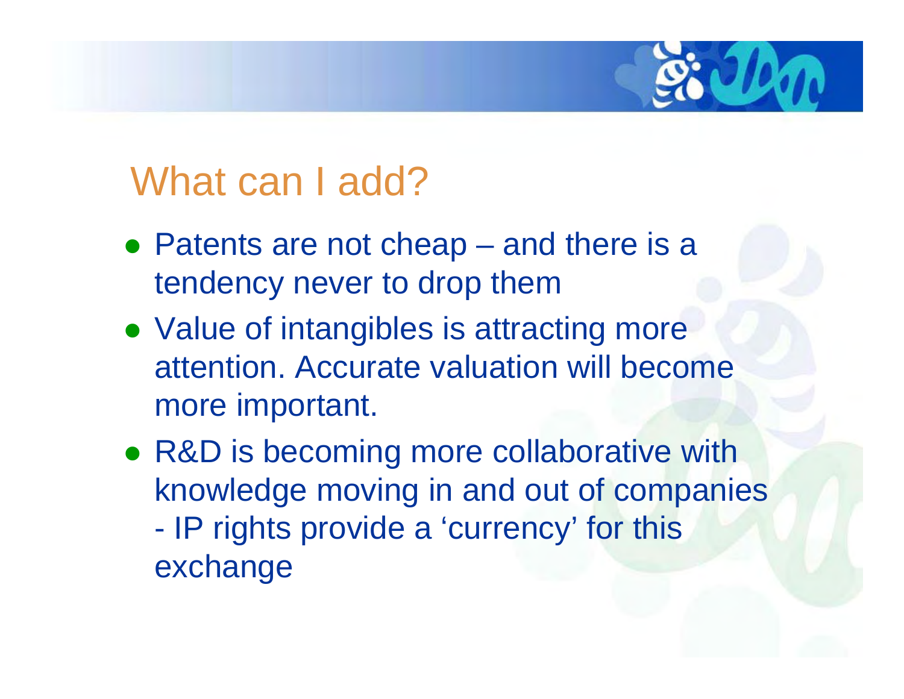# What can I add?

- Patents are not cheap – and there is a tendency never to drop them
- Value of intangibles is attracting more attention. Accurate valuation will become more important.
- R&D is becoming more collaborative with knowledge moving in and out of companies - IP rights provide a 'currency' for this exchange